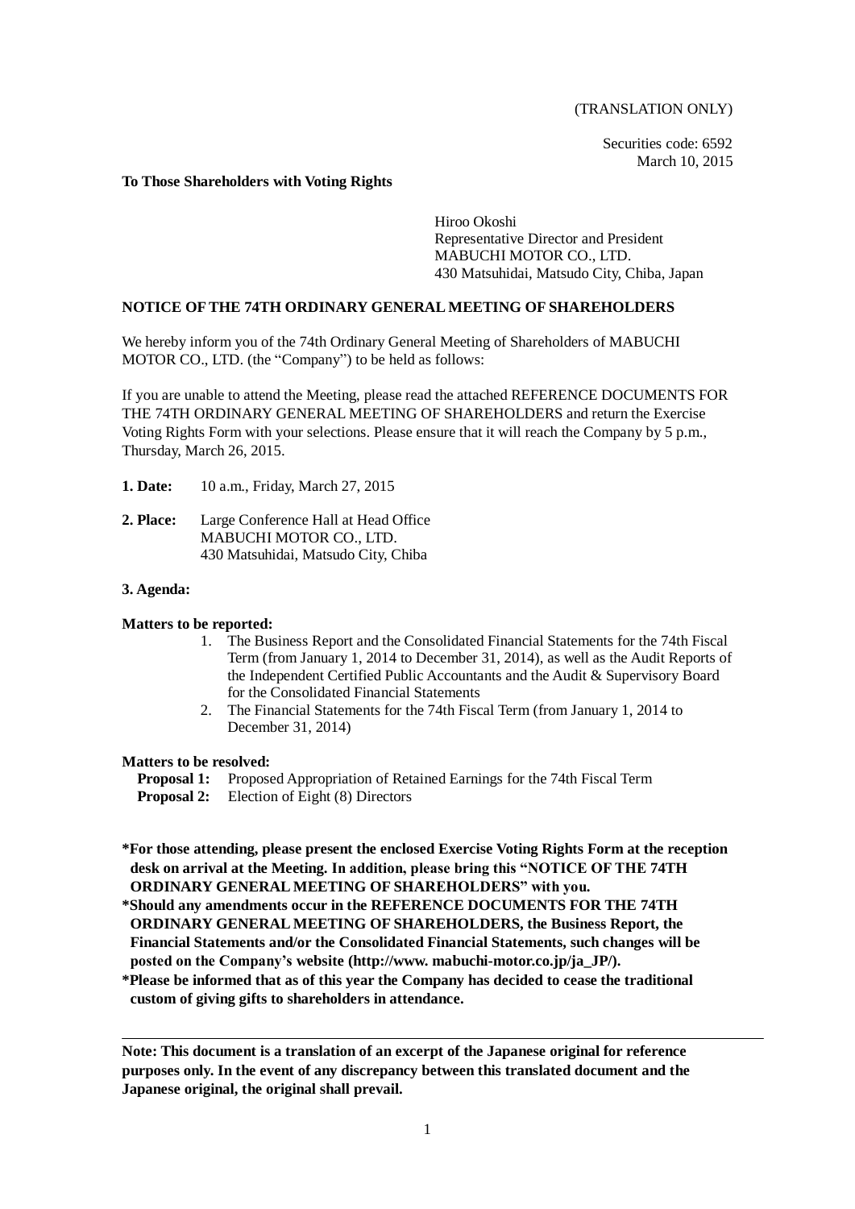(TRANSLATION ONLY)

Securities code: 6592
March 10, 2015

**To Those Shareholders with Voting Rights**

Hiroo Okoshi
Representative Director and President
MABUCHI MOTOR CO., LTD.
430 Matsuhidai, Matsudo City, Chiba, Japan

## NOTICE OF THE 74TH ORDINARY GENERAL MEETING OF SHAREHOLDERS

We hereby inform you of the 74th Ordinary General Meeting of Shareholders of MABUCHI MOTOR CO., LTD. (the "Company") to be held as follows:

If you are unable to attend the Meeting, please read the attached REFERENCE DOCUMENTS FOR THE 74TH ORDINARY GENERAL MEETING OF SHAREHOLDERS and return the Exercise Voting Rights Form with your selections. Please ensure that it will reach the Company by 5 p.m., Thursday, March 26, 2015.

**1. Date:** 10 a.m., Friday, March 27, 2015

**2. Place:** Large Conference Hall at Head Office
MABUCHI MOTOR CO., LTD.
430 Matsuhidai, Matsudo City, Chiba

**3. Agenda:**

**Matters to be reported:**

1. The Business Report and the Consolidated Financial Statements for the 74th Fiscal Term (from January 1, 2014 to December 31, 2014), as well as the Audit Reports of the Independent Certified Public Accountants and the Audit & Supervisory Board for the Consolidated Financial Statements
2. The Financial Statements for the 74th Fiscal Term (from January 1, 2014 to December 31, 2014)

**Matters to be resolved:**

**Proposal 1:** Proposed Appropriation of Retained Earnings for the 74th Fiscal Term
**Proposal 2:** Election of Eight (8) Directors

**\*For those attending, please present the enclosed Exercise Voting Rights Form at the reception desk on arrival at the Meeting. In addition, please bring this "NOTICE OF THE 74TH ORDINARY GENERAL MEETING OF SHAREHOLDERS" with you.**

**\*Should any amendments occur in the REFERENCE DOCUMENTS FOR THE 74TH ORDINARY GENERAL MEETING OF SHAREHOLDERS, the Business Report, the Financial Statements and/or the Consolidated Financial Statements, such changes will be posted on the Company's website (http://www. mabuchi-motor.co.jp/ja_JP/).**

**\*Please be informed that as of this year the Company has decided to cease the traditional custom of giving gifts to shareholders in attendance.**

---

**Note: This document is a translation of an excerpt of the Japanese original for reference purposes only. In the event of any discrepancy between this translated document and the Japanese original, the original shall prevail.**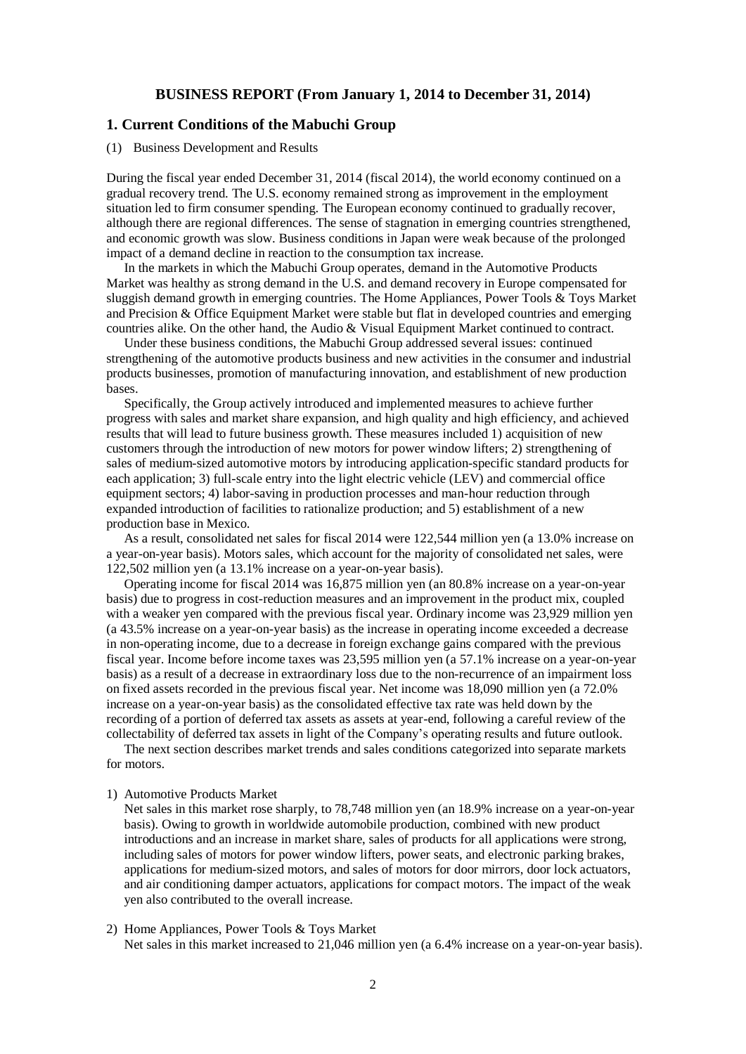# BUSINESS REPORT (From January 1, 2014 to December 31, 2014)

## 1. Current Conditions of the Mabuchi Group

(1) Business Development and Results

During the fiscal year ended December 31, 2014 (fiscal 2014), the world economy continued on a gradual recovery trend. The U.S. economy remained strong as improvement in the employment situation led to firm consumer spending. The European economy continued to gradually recover, although there are regional differences. The sense of stagnation in emerging countries strengthened, and economic growth was slow. Business conditions in Japan were weak because of the prolonged impact of a demand decline in reaction to the consumption tax increase.

In the markets in which the Mabuchi Group operates, demand in the Automotive Products Market was healthy as strong demand in the U.S. and demand recovery in Europe compensated for sluggish demand growth in emerging countries. The Home Appliances, Power Tools & Toys Market and Precision & Office Equipment Market were stable but flat in developed countries and emerging countries alike. On the other hand, the Audio & Visual Equipment Market continued to contract.

Under these business conditions, the Mabuchi Group addressed several issues: continued strengthening of the automotive products business and new activities in the consumer and industrial products businesses, promotion of manufacturing innovation, and establishment of new production bases.

Specifically, the Group actively introduced and implemented measures to achieve further progress with sales and market share expansion, and high quality and high efficiency, and achieved results that will lead to future business growth. These measures included 1) acquisition of new customers through the introduction of new motors for power window lifters; 2) strengthening of sales of medium-sized automotive motors by introducing application-specific standard products for each application; 3) full-scale entry into the light electric vehicle (LEV) and commercial office equipment sectors; 4) labor-saving in production processes and man-hour reduction through expanded introduction of facilities to rationalize production; and 5) establishment of a new production base in Mexico.

As a result, consolidated net sales for fiscal 2014 were 122,544 million yen (a 13.0% increase on a year-on-year basis). Motors sales, which account for the majority of consolidated net sales, were 122,502 million yen (a 13.1% increase on a year-on-year basis).

Operating income for fiscal 2014 was 16,875 million yen (an 80.8% increase on a year-on-year basis) due to progress in cost-reduction measures and an improvement in the product mix, coupled with a weaker yen compared with the previous fiscal year. Ordinary income was 23,929 million yen (a 43.5% increase on a year-on-year basis) as the increase in operating income exceeded a decrease in non-operating income, due to a decrease in foreign exchange gains compared with the previous fiscal year. Income before income taxes was 23,595 million yen (a 57.1% increase on a year-on-year basis) as a result of a decrease in extraordinary loss due to the non-recurrence of an impairment loss on fixed assets recorded in the previous fiscal year. Net income was 18,090 million yen (a 72.0% increase on a year-on-year basis) as the consolidated effective tax rate was held down by the recording of a portion of deferred tax assets as assets at year-end, following a careful review of the collectability of deferred tax assets in light of the Company's operating results and future outlook.

The next section describes market trends and sales conditions categorized into separate markets for motors.

1) Automotive Products Market

Net sales in this market rose sharply, to 78,748 million yen (an 18.9% increase on a year-on-year basis). Owing to growth in worldwide automobile production, combined with new product introductions and an increase in market share, sales of products for all applications were strong, including sales of motors for power window lifters, power seats, and electronic parking brakes, applications for medium-sized motors, and sales of motors for door mirrors, door lock actuators, and air conditioning damper actuators, applications for compact motors. The impact of the weak yen also contributed to the overall increase.

2) Home Appliances, Power Tools & Toys Market

Net sales in this market increased to 21,046 million yen (a 6.4% increase on a year-on-year basis).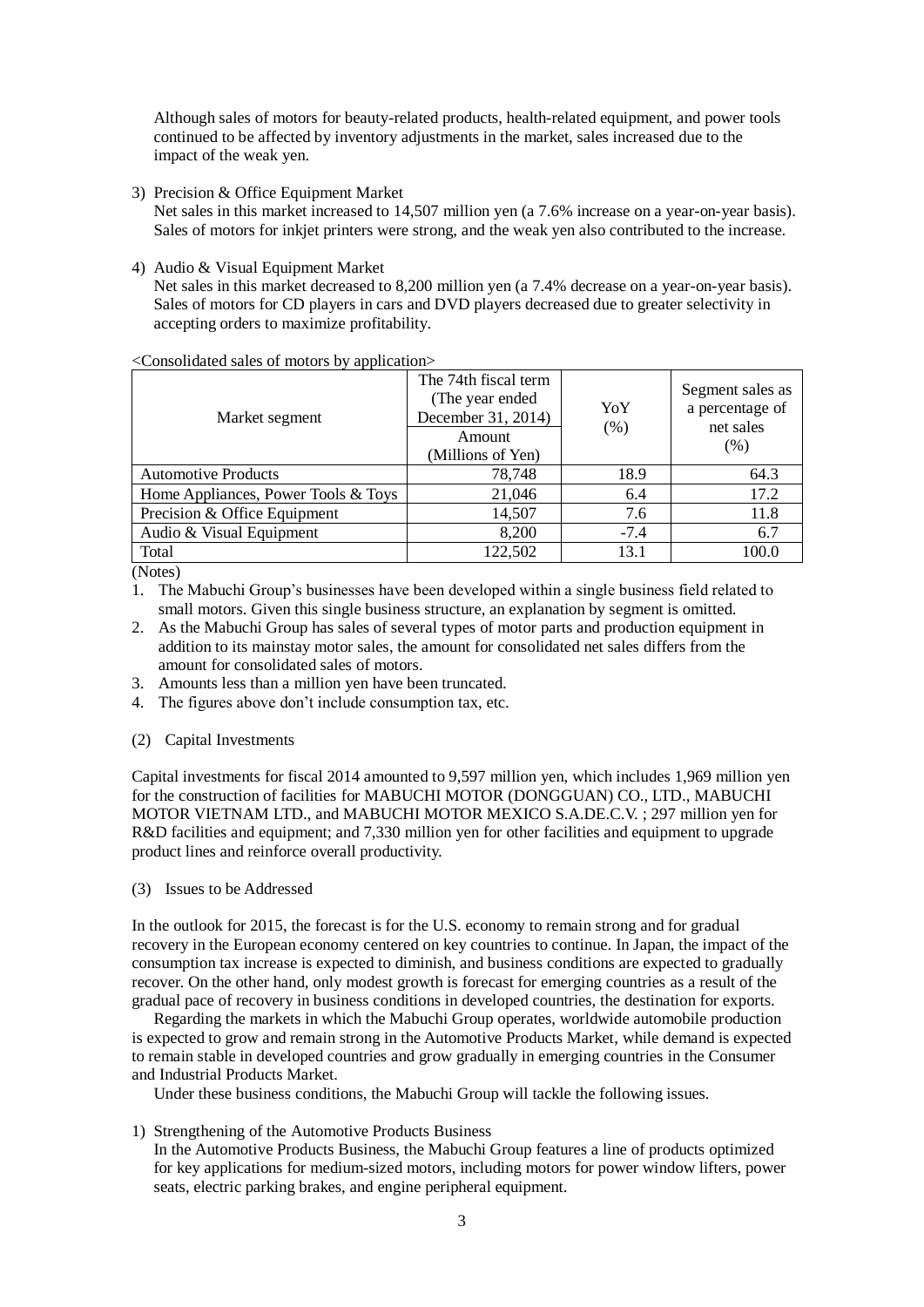Although sales of motors for beauty-related products, health-related equipment, and power tools continued to be affected by inventory adjustments in the market, sales increased due to the impact of the weak yen.

3) Precision & Office Equipment Market
   Net sales in this market increased to 14,507 million yen (a 7.6% increase on a year-on-year basis). Sales of motors for inkjet printers were strong, and the weak yen also contributed to the increase.

4) Audio & Visual Equipment Market
   Net sales in this market decreased to 8,200 million yen (a 7.4% decrease on a year-on-year basis). Sales of motors for CD players in cars and DVD players decreased due to greater selectivity in accepting orders to maximize profitability.

<Consolidated sales of motors by application>

| Market segment | The 74th fiscal term (The year ended December 31, 2014) Amount (Millions of Yen) | YoY (%) | Segment sales as a percentage of net sales (%) |
|---|---|---|---|
| Automotive Products | 78,748 | 18.9 | 64.3 |
| Home Appliances, Power Tools & Toys | 21,046 | 6.4 | 17.2 |
| Precision & Office Equipment | 14,507 | 7.6 | 11.8 |
| Audio & Visual Equipment | 8,200 | -7.4 | 6.7 |
| Total | 122,502 | 13.1 | 100.0 |

(Notes)

1. The Mabuchi Group's businesses have been developed within a single business field related to small motors. Given this single business structure, an explanation by segment is omitted.
2. As the Mabuchi Group has sales of several types of motor parts and production equipment in addition to its mainstay motor sales, the amount for consolidated net sales differs from the amount for consolidated sales of motors.
3. Amounts less than a million yen have been truncated.
4. The figures above don't include consumption tax, etc.

(2) Capital Investments

Capital investments for fiscal 2014 amounted to 9,597 million yen, which includes 1,969 million yen for the construction of facilities for MABUCHI MOTOR (DONGGUAN) CO., LTD., MABUCHI MOTOR VIETNAM LTD., and MABUCHI MOTOR MEXICO S.A.DE.C.V. ; 297 million yen for R&D facilities and equipment; and 7,330 million yen for other facilities and equipment to upgrade product lines and reinforce overall productivity.

(3) Issues to be Addressed

In the outlook for 2015, the forecast is for the U.S. economy to remain strong and for gradual recovery in the European economy centered on key countries to continue. In Japan, the impact of the consumption tax increase is expected to diminish, and business conditions are expected to gradually recover. On the other hand, only modest growth is forecast for emerging countries as a result of the gradual pace of recovery in business conditions in developed countries, the destination for exports.

Regarding the markets in which the Mabuchi Group operates, worldwide automobile production is expected to grow and remain strong in the Automotive Products Market, while demand is expected to remain stable in developed countries and grow gradually in emerging countries in the Consumer and Industrial Products Market.

Under these business conditions, the Mabuchi Group will tackle the following issues.

1) Strengthening of the Automotive Products Business
   In the Automotive Products Business, the Mabuchi Group features a line of products optimized for key applications for medium-sized motors, including motors for power window lifters, power seats, electric parking brakes, and engine peripheral equipment.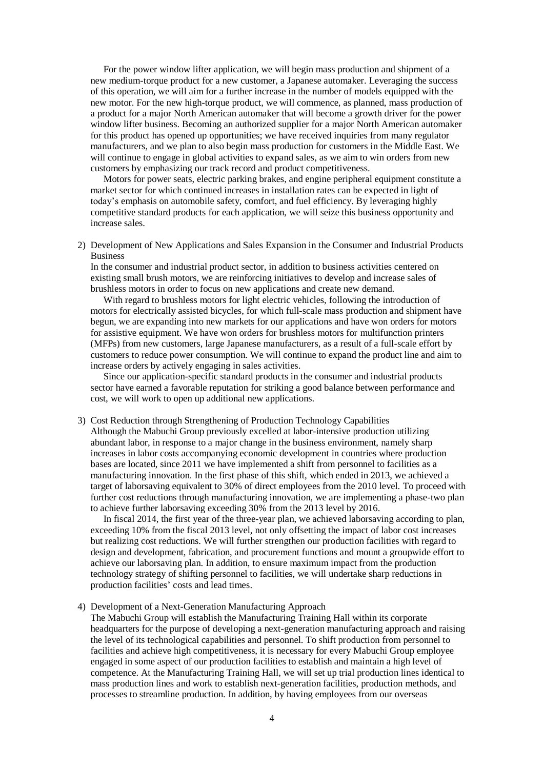For the power window lifter application, we will begin mass production and shipment of a new medium-torque product for a new customer, a Japanese automaker. Leveraging the success of this operation, we will aim for a further increase in the number of models equipped with the new motor. For the new high-torque product, we will commence, as planned, mass production of a product for a major North American automaker that will become a growth driver for the power window lifter business. Becoming an authorized supplier for a major North American automaker for this product has opened up opportunities; we have received inquiries from many regulator manufacturers, and we plan to also begin mass production for customers in the Middle East. We will continue to engage in global activities to expand sales, as we aim to win orders from new customers by emphasizing our track record and product competitiveness.

Motors for power seats, electric parking brakes, and engine peripheral equipment constitute a market sector for which continued increases in installation rates can be expected in light of today's emphasis on automobile safety, comfort, and fuel efficiency. By leveraging highly competitive standard products for each application, we will seize this business opportunity and increase sales.

2) Development of New Applications and Sales Expansion in the Consumer and Industrial Products Business

In the consumer and industrial product sector, in addition to business activities centered on existing small brush motors, we are reinforcing initiatives to develop and increase sales of brushless motors in order to focus on new applications and create new demand.

With regard to brushless motors for light electric vehicles, following the introduction of motors for electrically assisted bicycles, for which full-scale mass production and shipment have begun, we are expanding into new markets for our applications and have won orders for motors for assistive equipment. We have won orders for brushless motors for multifunction printers (MFPs) from new customers, large Japanese manufacturers, as a result of a full-scale effort by customers to reduce power consumption. We will continue to expand the product line and aim to increase orders by actively engaging in sales activities.

Since our application-specific standard products in the consumer and industrial products sector have earned a favorable reputation for striking a good balance between performance and cost, we will work to open up additional new applications.

3) Cost Reduction through Strengthening of Production Technology Capabilities

Although the Mabuchi Group previously excelled at labor-intensive production utilizing abundant labor, in response to a major change in the business environment, namely sharp increases in labor costs accompanying economic development in countries where production bases are located, since 2011 we have implemented a shift from personnel to facilities as a manufacturing innovation. In the first phase of this shift, which ended in 2013, we achieved a target of laborsaving equivalent to 30% of direct employees from the 2010 level. To proceed with further cost reductions through manufacturing innovation, we are implementing a phase-two plan to achieve further laborsaving exceeding 30% from the 2013 level by 2016.

In fiscal 2014, the first year of the three-year plan, we achieved laborsaving according to plan, exceeding 10% from the fiscal 2013 level, not only offsetting the impact of labor cost increases but realizing cost reductions. We will further strengthen our production facilities with regard to design and development, fabrication, and procurement functions and mount a groupwide effort to achieve our laborsaving plan. In addition, to ensure maximum impact from the production technology strategy of shifting personnel to facilities, we will undertake sharp reductions in production facilities' costs and lead times.

4) Development of a Next-Generation Manufacturing Approach

The Mabuchi Group will establish the Manufacturing Training Hall within its corporate headquarters for the purpose of developing a next-generation manufacturing approach and raising the level of its technological capabilities and personnel. To shift production from personnel to facilities and achieve high competitiveness, it is necessary for every Mabuchi Group employee engaged in some aspect of our production facilities to establish and maintain a high level of competence. At the Manufacturing Training Hall, we will set up trial production lines identical to mass production lines and work to establish next-generation facilities, production methods, and processes to streamline production. In addition, by having employees from our overseas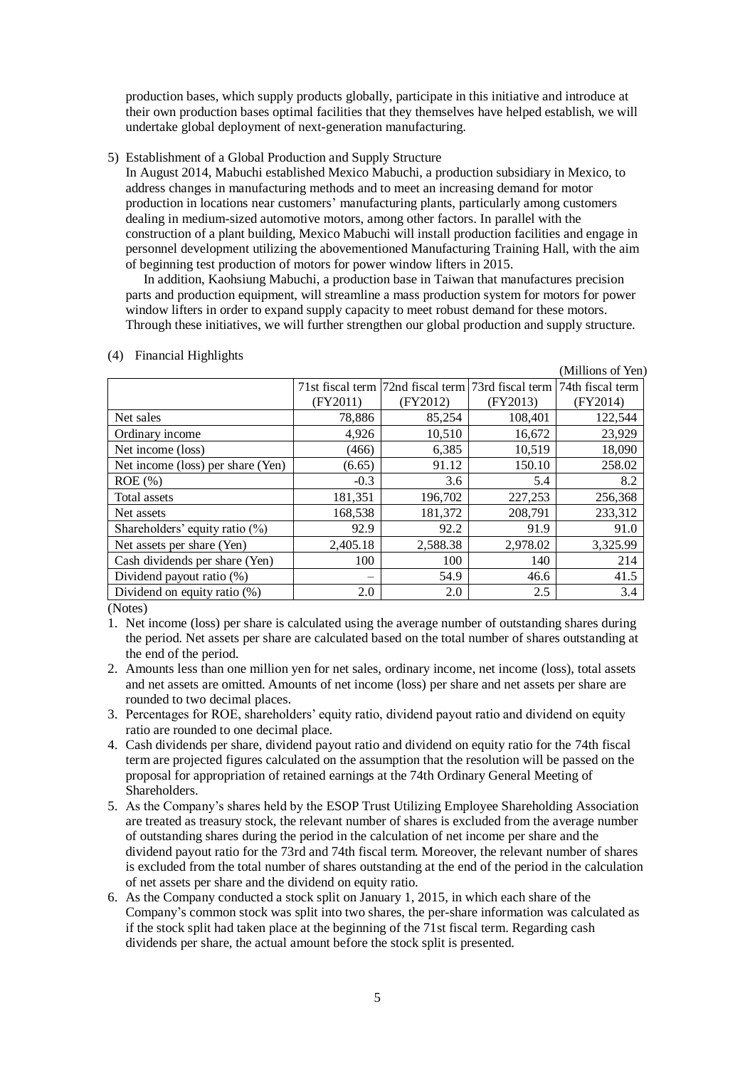production bases, which supply products globally, participate in this initiative and introduce at their own production bases optimal facilities that they themselves have helped establish, we will undertake global deployment of next-generation manufacturing.

5) Establishment of a Global Production and Supply Structure

In August 2014, Mabuchi established Mexico Mabuchi, a production subsidiary in Mexico, to address changes in manufacturing methods and to meet an increasing demand for motor production in locations near customers' manufacturing plants, particularly among customers dealing in medium-sized automotive motors, among other factors. In parallel with the construction of a plant building, Mexico Mabuchi will install production facilities and engage in personnel development utilizing the abovementioned Manufacturing Training Hall, with the aim of beginning test production of motors for power window lifters in 2015.

In addition, Kaohsiung Mabuchi, a production base in Taiwan that manufactures precision parts and production equipment, will streamline a mass production system for motors for power window lifters in order to expand supply capacity to meet robust demand for these motors. Through these initiatives, we will further strengthen our global production and supply structure.

(4) Financial Highlights

(Millions of Yen)

| | 71st fiscal term (FY2011) | 72nd fiscal term (FY2012) | 73rd fiscal term (FY2013) | 74th fiscal term (FY2014) |
|---|---|---|---|---|
| Net sales | 78,886 | 85,254 | 108,401 | 122,544 |
| Ordinary income | 4,926 | 10,510 | 16,672 | 23,929 |
| Net income (loss) | (466) | 6,385 | 10,519 | 18,090 |
| Net income (loss) per share (Yen) | (6.65) | 91.12 | 150.10 | 258.02 |
| ROE (%) | -0.3 | 3.6 | 5.4 | 8.2 |
| Total assets | 181,351 | 196,702 | 227,253 | 256,368 |
| Net assets | 168,538 | 181,372 | 208,791 | 233,312 |
| Shareholders' equity ratio (%) | 92.9 | 92.2 | 91.9 | 91.0 |
| Net assets per share (Yen) | 2,405.18 | 2,588.38 | 2,978.02 | 3,325.99 |
| Cash dividends per share (Yen) | 100 | 100 | 140 | 214 |
| Dividend payout ratio (%) | – | 54.9 | 46.6 | 41.5 |
| Dividend on equity ratio (%) | 2.0 | 2.0 | 2.5 | 3.4 |

(Notes)

1. Net income (loss) per share is calculated using the average number of outstanding shares during the period. Net assets per share are calculated based on the total number of shares outstanding at the end of the period.
2. Amounts less than one million yen for net sales, ordinary income, net income (loss), total assets and net assets are omitted. Amounts of net income (loss) per share and net assets per share are rounded to two decimal places.
3. Percentages for ROE, shareholders' equity ratio, dividend payout ratio and dividend on equity ratio are rounded to one decimal place.
4. Cash dividends per share, dividend payout ratio and dividend on equity ratio for the 74th fiscal term are projected figures calculated on the assumption that the resolution will be passed on the proposal for appropriation of retained earnings at the 74th Ordinary General Meeting of Shareholders.
5. As the Company's shares held by the ESOP Trust Utilizing Employee Shareholding Association are treated as treasury stock, the relevant number of shares is excluded from the average number of outstanding shares during the period in the calculation of net income per share and the dividend payout ratio for the 73rd and 74th fiscal term. Moreover, the relevant number of shares is excluded from the total number of shares outstanding at the end of the period in the calculation of net assets per share and the dividend on equity ratio.
6. As the Company conducted a stock split on January 1, 2015, in which each share of the Company's common stock was split into two shares, the per-share information was calculated as if the stock split had taken place at the beginning of the 71st fiscal term. Regarding cash dividends per share, the actual amount before the stock split is presented.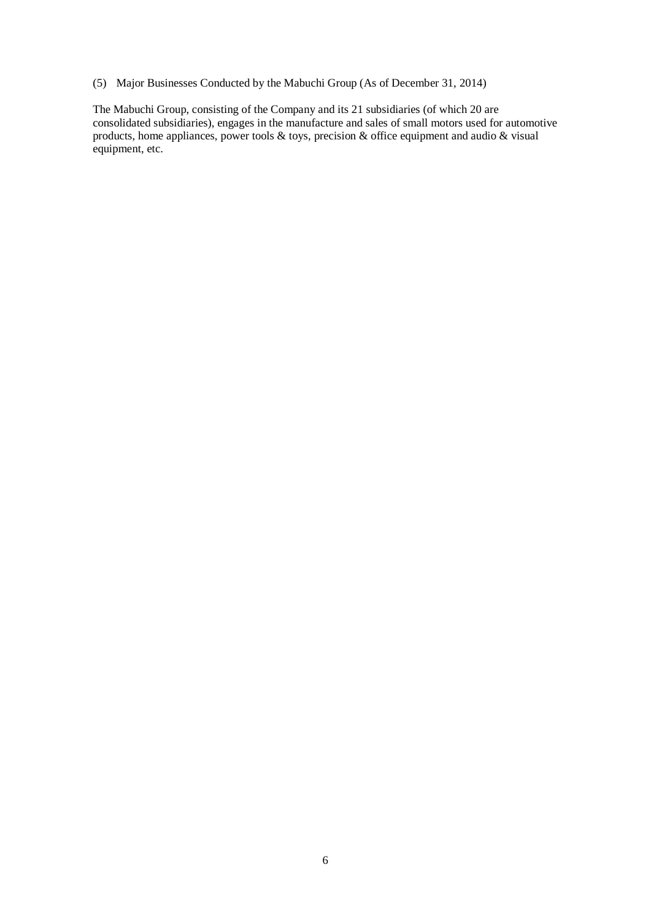(5) Major Businesses Conducted by the Mabuchi Group (As of December 31, 2014)

The Mabuchi Group, consisting of the Company and its 21 subsidiaries (of which 20 are consolidated subsidiaries), engages in the manufacture and sales of small motors used for automotive products, home appliances, power tools & toys, precision & office equipment and audio & visual equipment, etc.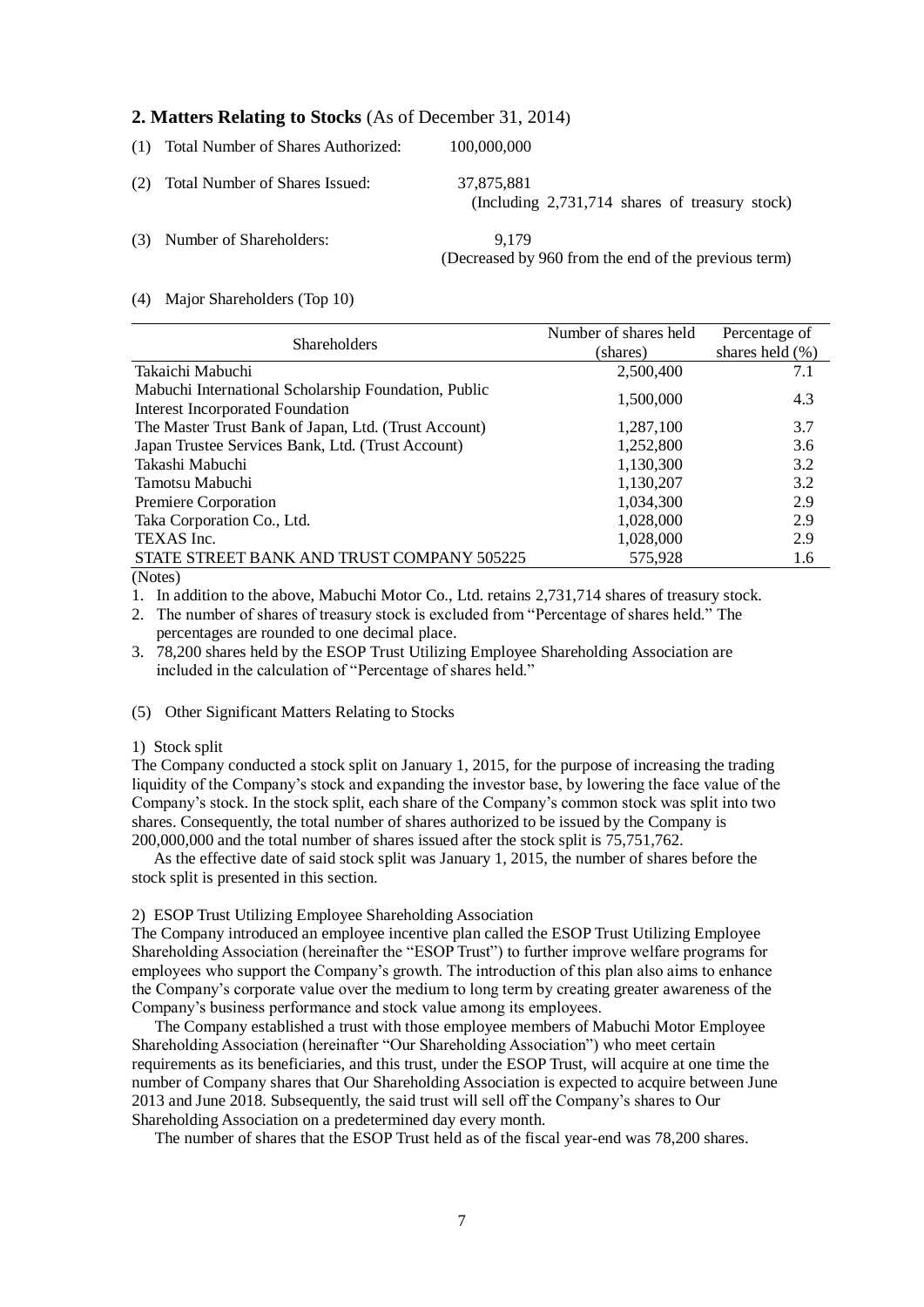## 2. Matters Relating to Stocks (As of December 31, 2014)

(1) Total Number of Shares Authorized: 100,000,000

(2) Total Number of Shares Issued: 37,875,881
(Including 2,731,714 shares of treasury stock)

(3) Number of Shareholders: 9,179
(Decreased by 960 from the end of the previous term)

(4) Major Shareholders (Top 10)

| Shareholders | Number of shares held (shares) | Percentage of shares held (%) |
|---|---|---|
| Takaichi Mabuchi | 2,500,400 | 7.1 |
| Mabuchi International Scholarship Foundation, Public Interest Incorporated Foundation | 1,500,000 | 4.3 |
| The Master Trust Bank of Japan, Ltd. (Trust Account) | 1,287,100 | 3.7 |
| Japan Trustee Services Bank, Ltd. (Trust Account) | 1,252,800 | 3.6 |
| Takashi Mabuchi | 1,130,300 | 3.2 |
| Tamotsu Mabuchi | 1,130,207 | 3.2 |
| Premiere Corporation | 1,034,300 | 2.9 |
| Taka Corporation Co., Ltd. | 1,028,000 | 2.9 |
| TEXAS Inc. | 1,028,000 | 2.9 |
| STATE STREET BANK AND TRUST COMPANY 505225 | 575,928 | 1.6 |

(Notes)

1. In addition to the above, Mabuchi Motor Co., Ltd. retains 2,731,714 shares of treasury stock.
2. The number of shares of treasury stock is excluded from "Percentage of shares held." The percentages are rounded to one decimal place.
3. 78,200 shares held by the ESOP Trust Utilizing Employee Shareholding Association are included in the calculation of "Percentage of shares held."

(5) Other Significant Matters Relating to Stocks

1) Stock split

The Company conducted a stock split on January 1, 2015, for the purpose of increasing the trading liquidity of the Company's stock and expanding the investor base, by lowering the face value of the Company's stock. In the stock split, each share of the Company's common stock was split into two shares. Consequently, the total number of shares authorized to be issued by the Company is 200,000,000 and the total number of shares issued after the stock split is 75,751,762.

As the effective date of said stock split was January 1, 2015, the number of shares before the stock split is presented in this section.

2) ESOP Trust Utilizing Employee Shareholding Association

The Company introduced an employee incentive plan called the ESOP Trust Utilizing Employee Shareholding Association (hereinafter the "ESOP Trust") to further improve welfare programs for employees who support the Company's growth. The introduction of this plan also aims to enhance the Company's corporate value over the medium to long term by creating greater awareness of the Company's business performance and stock value among its employees.

The Company established a trust with those employee members of Mabuchi Motor Employee Shareholding Association (hereinafter "Our Shareholding Association") who meet certain requirements as its beneficiaries, and this trust, under the ESOP Trust, will acquire at one time the number of Company shares that Our Shareholding Association is expected to acquire between June 2013 and June 2018. Subsequently, the said trust will sell off the Company's shares to Our Shareholding Association on a predetermined day every month.

The number of shares that the ESOP Trust held as of the fiscal year-end was 78,200 shares.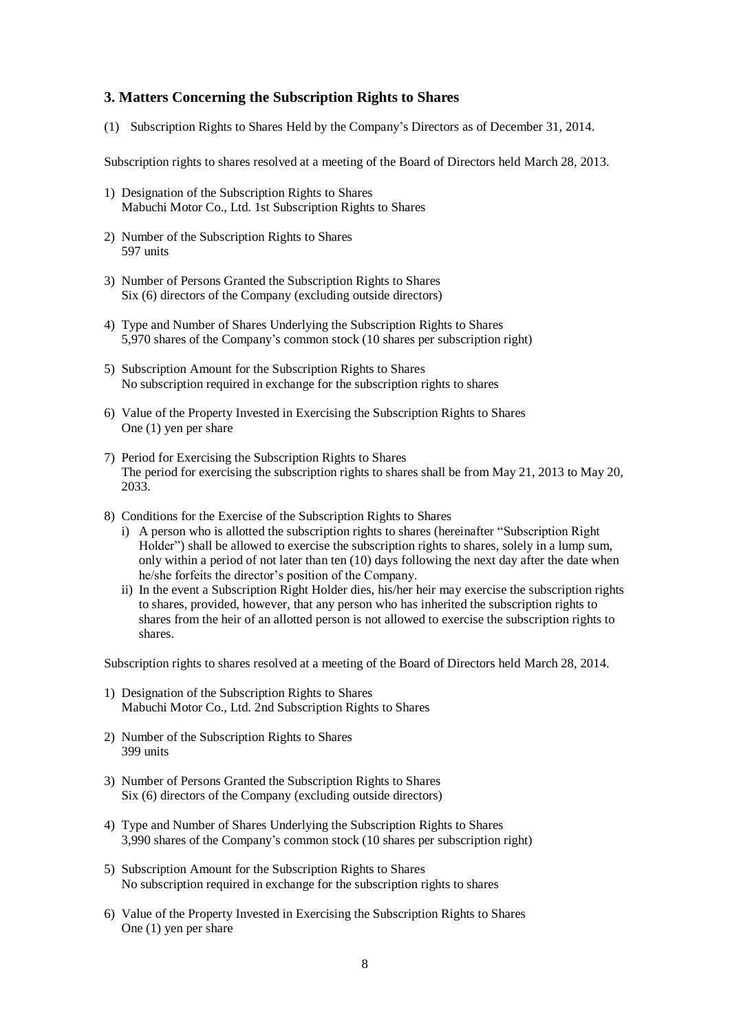## 3. Matters Concerning the Subscription Rights to Shares

(1) Subscription Rights to Shares Held by the Company's Directors as of December 31, 2014.

Subscription rights to shares resolved at a meeting of the Board of Directors held March 28, 2013.

1) Designation of the Subscription Rights to Shares
   Mabuchi Motor Co., Ltd. 1st Subscription Rights to Shares

2) Number of the Subscription Rights to Shares
   597 units

3) Number of Persons Granted the Subscription Rights to Shares
   Six (6) directors of the Company (excluding outside directors)

4) Type and Number of Shares Underlying the Subscription Rights to Shares
   5,970 shares of the Company's common stock (10 shares per subscription right)

5) Subscription Amount for the Subscription Rights to Shares
   No subscription required in exchange for the subscription rights to shares

6) Value of the Property Invested in Exercising the Subscription Rights to Shares
   One (1) yen per share

7) Period for Exercising the Subscription Rights to Shares
   The period for exercising the subscription rights to shares shall be from May 21, 2013 to May 20, 2033.

8) Conditions for the Exercise of the Subscription Rights to Shares
   i) A person who is allotted the subscription rights to shares (hereinafter "Subscription Right Holder") shall be allowed to exercise the subscription rights to shares, solely in a lump sum, only within a period of not later than ten (10) days following the next day after the date when he/she forfeits the director's position of the Company.
   ii) In the event a Subscription Right Holder dies, his/her heir may exercise the subscription rights to shares, provided, however, that any person who has inherited the subscription rights to shares from the heir of an allotted person is not allowed to exercise the subscription rights to shares.

Subscription rights to shares resolved at a meeting of the Board of Directors held March 28, 2014.

1) Designation of the Subscription Rights to Shares
   Mabuchi Motor Co., Ltd. 2nd Subscription Rights to Shares

2) Number of the Subscription Rights to Shares
   399 units

3) Number of Persons Granted the Subscription Rights to Shares
   Six (6) directors of the Company (excluding outside directors)

4) Type and Number of Shares Underlying the Subscription Rights to Shares
   3,990 shares of the Company's common stock (10 shares per subscription right)

5) Subscription Amount for the Subscription Rights to Shares
   No subscription required in exchange for the subscription rights to shares

6) Value of the Property Invested in Exercising the Subscription Rights to Shares
   One (1) yen per share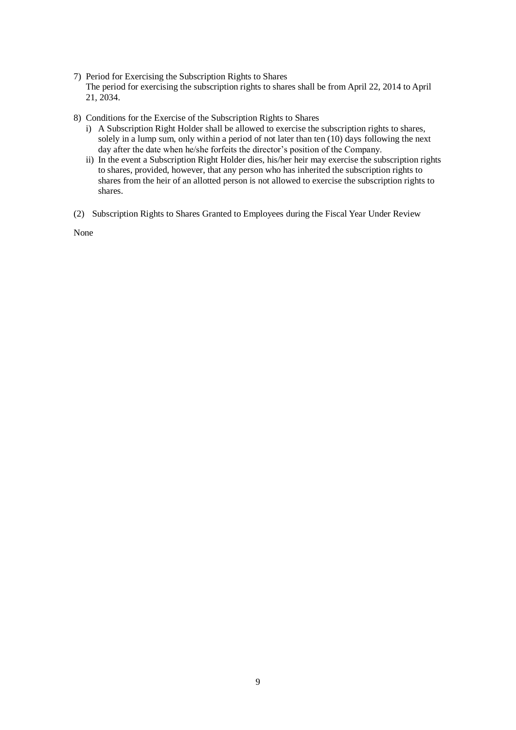7) Period for Exercising the Subscription Rights to Shares

   The period for exercising the subscription rights to shares shall be from April 22, 2014 to April 21, 2034.

8) Conditions for the Exercise of the Subscription Rights to Shares

   i) A Subscription Right Holder shall be allowed to exercise the subscription rights to shares, solely in a lump sum, only within a period of not later than ten (10) days following the next day after the date when he/she forfeits the director's position of the Company.

   ii) In the event a Subscription Right Holder dies, his/her heir may exercise the subscription rights to shares, provided, however, that any person who has inherited the subscription rights to shares from the heir of an allotted person is not allowed to exercise the subscription rights to shares.

(2) Subscription Rights to Shares Granted to Employees during the Fiscal Year Under Review

None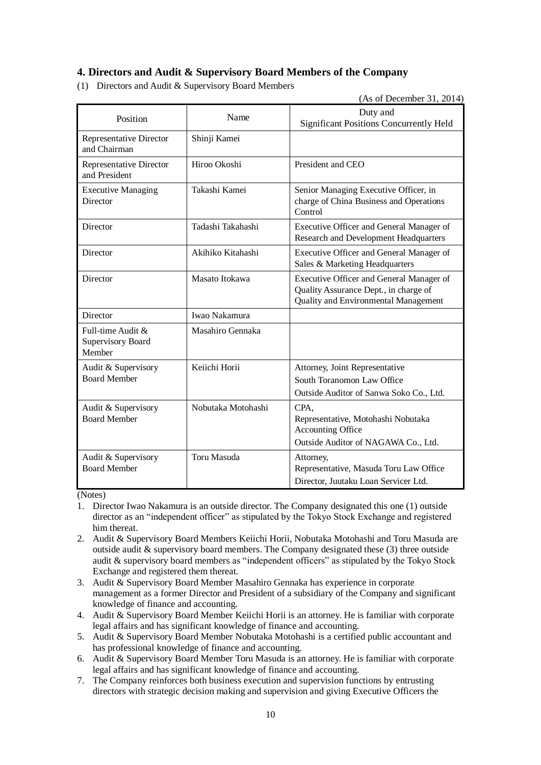## 4. Directors and Audit & Supervisory Board Members of the Company

(1) Directors and Audit & Supervisory Board Members

(As of December 31, 2014)

| Position | Name | Duty and Significant Positions Concurrently Held |
|---|---|---|
| Representative Director and Chairman | Shinji Kamei | |
| Representative Director and President | Hiroo Okoshi | President and CEO |
| Executive Managing Director | Takashi Kamei | Senior Managing Executive Officer, in charge of China Business and Operations Control |
| Director | Tadashi Takahashi | Executive Officer and General Manager of Research and Development Headquarters |
| Director | Akihiko Kitahashi | Executive Officer and General Manager of Sales & Marketing Headquarters |
| Director | Masato Itokawa | Executive Officer and General Manager of Quality Assurance Dept., in charge of Quality and Environmental Management |
| Director | Iwao Nakamura | |
| Full-time Audit & Supervisory Board Member | Masahiro Gennaka | |
| Audit & Supervisory Board Member | Keiichi Horii | Attorney, Joint Representative South Toranomon Law Office<br>Outside Auditor of Sanwa Soko Co., Ltd. |
| Audit & Supervisory Board Member | Nobutaka Motohashi | CPA, Representative, Motohashi Nobutaka Accounting Office<br>Outside Auditor of NAGAWA Co., Ltd. |
| Audit & Supervisory Board Member | Toru Masuda | Attorney, Representative, Masuda Toru Law Office<br>Director, Juutaku Loan Servicer Ltd. |

(Notes)

1. Director Iwao Nakamura is an outside director. The Company designated this one (1) outside director as an "independent officer" as stipulated by the Tokyo Stock Exchange and registered him thereat.
2. Audit & Supervisory Board Members Keiichi Horii, Nobutaka Motohashi and Toru Masuda are outside audit & supervisory board members. The Company designated these (3) three outside audit & supervisory board members as "independent officers" as stipulated by the Tokyo Stock Exchange and registered them thereat.
3. Audit & Supervisory Board Member Masahiro Gennaka has experience in corporate management as a former Director and President of a subsidiary of the Company and significant knowledge of finance and accounting.
4. Audit & Supervisory Board Member Keiichi Horii is an attorney. He is familiar with corporate legal affairs and has significant knowledge of finance and accounting.
5. Audit & Supervisory Board Member Nobutaka Motohashi is a certified public accountant and has professional knowledge of finance and accounting.
6. Audit & Supervisory Board Member Toru Masuda is an attorney. He is familiar with corporate legal affairs and has significant knowledge of finance and accounting.
7. The Company reinforces both business execution and supervision functions by entrusting directors with strategic decision making and supervision and giving Executive Officers the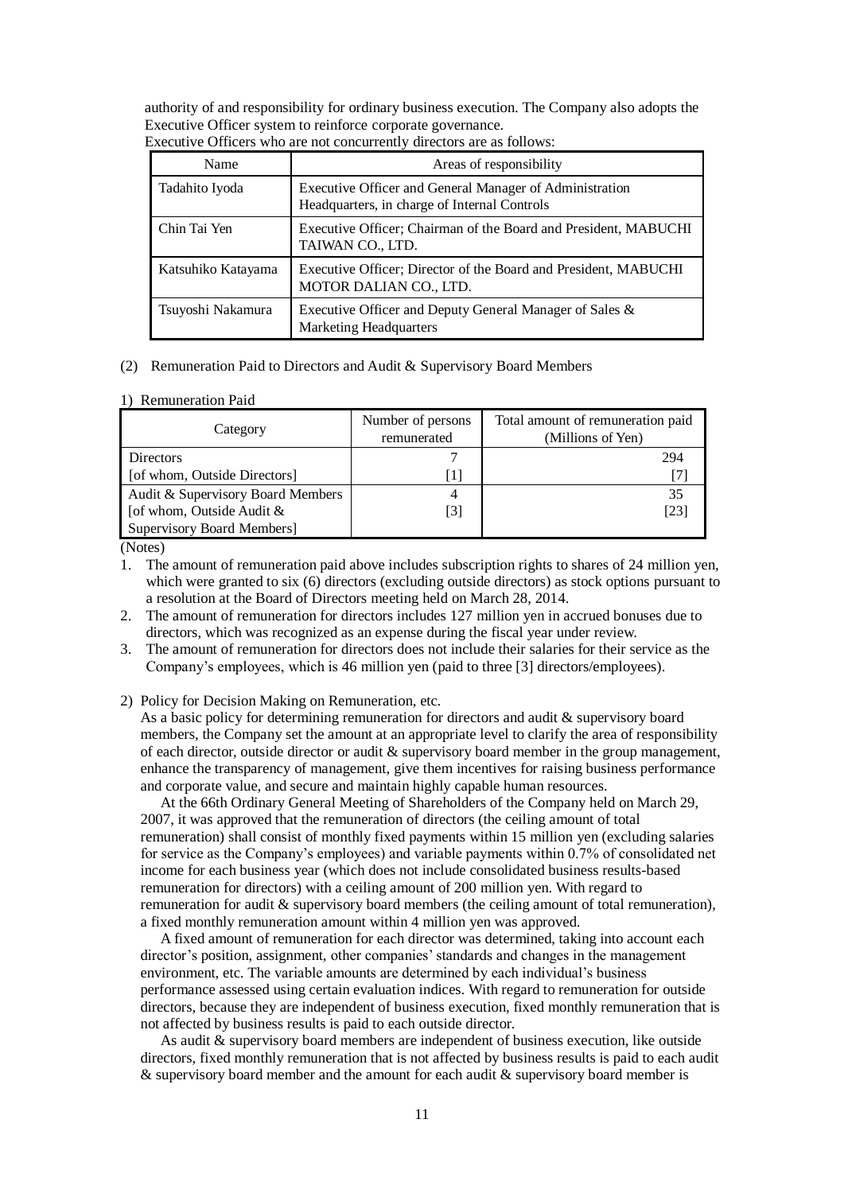authority of and responsibility for ordinary business execution. The Company also adopts the Executive Officer system to reinforce corporate governance.

Executive Officers who are not concurrently directors are as follows:

| Name | Areas of responsibility |
|---|---|
| Tadahito Iyoda | Executive Officer and General Manager of Administration Headquarters, in charge of Internal Controls |
| Chin Tai Yen | Executive Officer; Chairman of the Board and President, MABUCHI TAIWAN CO., LTD. |
| Katsuhiko Katayama | Executive Officer; Director of the Board and President, MABUCHI MOTOR DALIAN CO., LTD. |
| Tsuyoshi Nakamura | Executive Officer and Deputy General Manager of Sales & Marketing Headquarters |

(2) Remuneration Paid to Directors and Audit & Supervisory Board Members

1) Remuneration Paid

| Category | Number of persons remunerated | Total amount of remuneration paid (Millions of Yen) |
|---|---|---|
| Directors<br>[of whom, Outside Directors] | 7<br>[1] | 294<br>[7] |
| Audit & Supervisory Board Members<br>[of whom, Outside Audit & Supervisory Board Members] | 4<br>[3] | 35<br>[23] |

(Notes)

1. The amount of remuneration paid above includes subscription rights to shares of 24 million yen, which were granted to six (6) directors (excluding outside directors) as stock options pursuant to a resolution at the Board of Directors meeting held on March 28, 2014.
2. The amount of remuneration for directors includes 127 million yen in accrued bonuses due to directors, which was recognized as an expense during the fiscal year under review.
3. The amount of remuneration for directors does not include their salaries for their service as the Company's employees, which is 46 million yen (paid to three [3] directors/employees).

2) Policy for Decision Making on Remuneration, etc.

As a basic policy for determining remuneration for directors and audit & supervisory board members, the Company set the amount at an appropriate level to clarify the area of responsibility of each director, outside director or audit & supervisory board member in the group management, enhance the transparency of management, give them incentives for raising business performance and corporate value, and secure and maintain highly capable human resources.

At the 66th Ordinary General Meeting of Shareholders of the Company held on March 29, 2007, it was approved that the remuneration of directors (the ceiling amount of total remuneration) shall consist of monthly fixed payments within 15 million yen (excluding salaries for service as the Company's employees) and variable payments within 0.7% of consolidated net income for each business year (which does not include consolidated business results-based remuneration for directors) with a ceiling amount of 200 million yen. With regard to remuneration for audit & supervisory board members (the ceiling amount of total remuneration), a fixed monthly remuneration amount within 4 million yen was approved.

A fixed amount of remuneration for each director was determined, taking into account each director's position, assignment, other companies' standards and changes in the management environment, etc. The variable amounts are determined by each individual's business performance assessed using certain evaluation indices. With regard to remuneration for outside directors, because they are independent of business execution, fixed monthly remuneration that is not affected by business results is paid to each outside director.

As audit & supervisory board members are independent of business execution, like outside directors, fixed monthly remuneration that is not affected by business results is paid to each audit & supervisory board member and the amount for each audit & supervisory board member is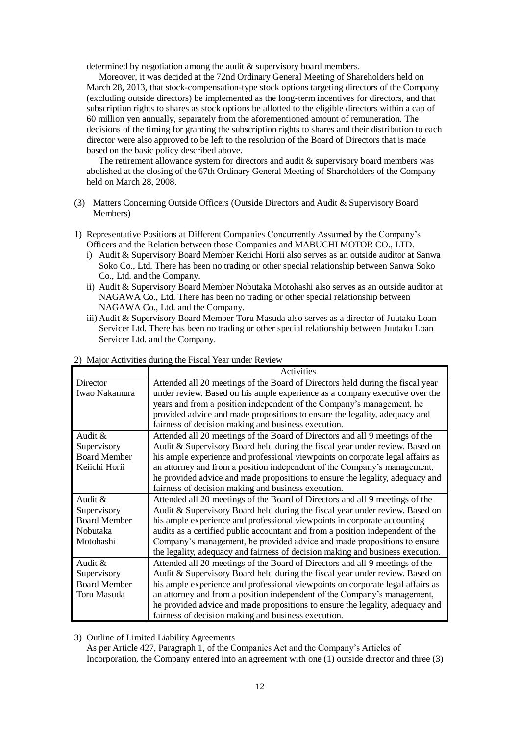determined by negotiation among the audit & supervisory board members.

Moreover, it was decided at the 72nd Ordinary General Meeting of Shareholders held on March 28, 2013, that stock-compensation-type stock options targeting directors of the Company (excluding outside directors) be implemented as the long-term incentives for directors, and that subscription rights to shares as stock options be allotted to the eligible directors within a cap of 60 million yen annually, separately from the aforementioned amount of remuneration. The decisions of the timing for granting the subscription rights to shares and their distribution to each director were also approved to be left to the resolution of the Board of Directors that is made based on the basic policy described above.

The retirement allowance system for directors and audit & supervisory board members was abolished at the closing of the 67th Ordinary General Meeting of Shareholders of the Company held on March 28, 2008.

(3) Matters Concerning Outside Officers (Outside Directors and Audit & Supervisory Board Members)

1) Representative Positions at Different Companies Concurrently Assumed by the Company's Officers and the Relation between those Companies and MABUCHI MOTOR CO., LTD.

i) Audit & Supervisory Board Member Keiichi Horii also serves as an outside auditor at Sanwa Soko Co., Ltd. There has been no trading or other special relationship between Sanwa Soko Co., Ltd. and the Company.

ii) Audit & Supervisory Board Member Nobutaka Motohashi also serves as an outside auditor at NAGAWA Co., Ltd. There has been no trading or other special relationship between NAGAWA Co., Ltd. and the Company.

iii) Audit & Supervisory Board Member Toru Masuda also serves as a director of Juutaku Loan Servicer Ltd. There has been no trading or other special relationship between Juutaku Loan Servicer Ltd. and the Company.

2) Major Activities during the Fiscal Year under Review

| | Activities |
|---|---|
| Director Iwao Nakamura | Attended all 20 meetings of the Board of Directors held during the fiscal year under review. Based on his ample experience as a company executive over the years and from a position independent of the Company's management, he provided advice and made propositions to ensure the legality, adequacy and fairness of decision making and business execution. |
| Audit & Supervisory Board Member Keiichi Horii | Attended all 20 meetings of the Board of Directors and all 9 meetings of the Audit & Supervisory Board held during the fiscal year under review. Based on his ample experience and professional viewpoints on corporate legal affairs as an attorney and from a position independent of the Company's management, he provided advice and made propositions to ensure the legality, adequacy and fairness of decision making and business execution. |
| Audit & Supervisory Board Member Nobutaka Motohashi | Attended all 20 meetings of the Board of Directors and all 9 meetings of the Audit & Supervisory Board held during the fiscal year under review. Based on his ample experience and professional viewpoints in corporate accounting audits as a certified public accountant and from a position independent of the Company's management, he provided advice and made propositions to ensure the legality, adequacy and fairness of decision making and business execution. |
| Audit & Supervisory Board Member Toru Masuda | Attended all 20 meetings of the Board of Directors and all 9 meetings of the Audit & Supervisory Board held during the fiscal year under review. Based on his ample experience and professional viewpoints on corporate legal affairs as an attorney and from a position independent of the Company's management, he provided advice and made propositions to ensure the legality, adequacy and fairness of decision making and business execution. |

3) Outline of Limited Liability Agreements

As per Article 427, Paragraph 1, of the Companies Act and the Company's Articles of Incorporation, the Company entered into an agreement with one (1) outside director and three (3)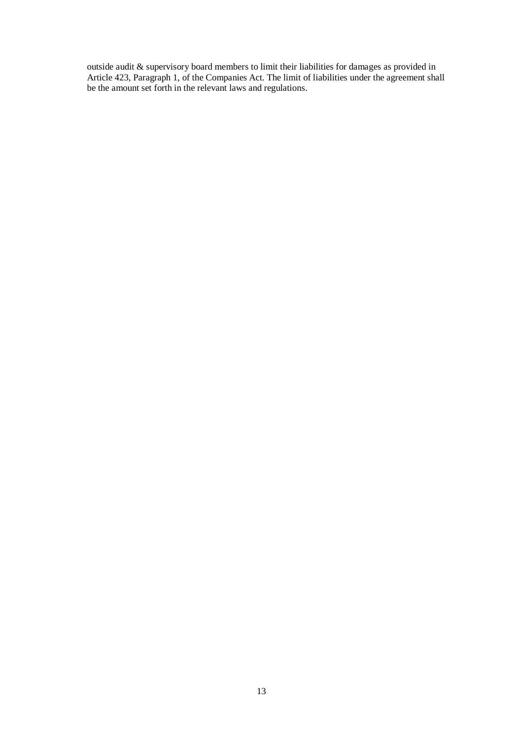outside audit & supervisory board members to limit their liabilities for damages as provided in Article 423, Paragraph 1, of the Companies Act. The limit of liabilities under the agreement shall be the amount set forth in the relevant laws and regulations.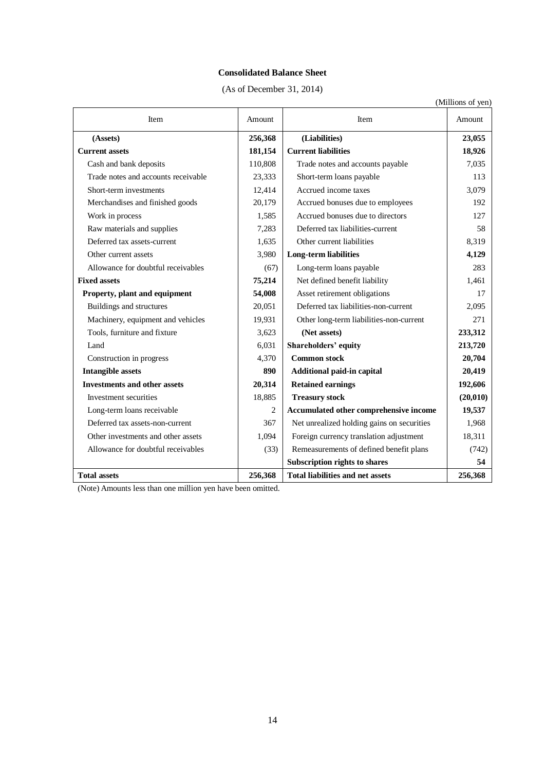### Consolidated Balance Sheet

(As of December 31, 2014)

(Millions of yen)

| Item | Amount | Item | Amount |
|---|---|---|---|
| **(Assets)** | **256,368** | **(Liabilities)** | **23,055** |
| **Current assets** | **181,154** | **Current liabilities** | **18,926** |
| Cash and bank deposits | 110,808 | Trade notes and accounts payable | 7,035 |
| Trade notes and accounts receivable | 23,333 | Short-term loans payable | 113 |
| Short-term investments | 12,414 | Accrued income taxes | 3,079 |
| Merchandises and finished goods | 20,179 | Accrued bonuses due to employees | 192 |
| Work in process | 1,585 | Accrued bonuses due to directors | 127 |
| Raw materials and supplies | 7,283 | Deferred tax liabilities-current | 58 |
| Deferred tax assets-current | 1,635 | Other current liabilities | 8,319 |
| Other current assets | 3,980 | **Long-term liabilities** | **4,129** |
| Allowance for doubtful receivables | (67) | Long-term loans payable | 283 |
| **Fixed assets** | **75,214** | Net defined benefit liability | 1,461 |
| **Property, plant and equipment** | **54,008** | Asset retirement obligations | 17 |
| Buildings and structures | 20,051 | Deferred tax liabilities-non-current | 2,095 |
| Machinery, equipment and vehicles | 19,931 | Other long-term liabilities-non-current | 271 |
| Tools, furniture and fixture | 3,623 | **(Net assets)** | **233,312** |
| Land | 6,031 | **Shareholders' equity** | **213,720** |
| Construction in progress | 4,370 | **Common stock** | **20,704** |
| **Intangible assets** | **890** | **Additional paid-in capital** | **20,419** |
| **Investments and other assets** | **20,314** | **Retained earnings** | **192,606** |
| Investment securities | 18,885 | **Treasury stock** | **(20,010)** |
| Long-term loans receivable | 2 | **Accumulated other comprehensive income** | **19,537** |
| Deferred tax assets-non-current | 367 | Net unrealized holding gains on securities | 1,968 |
| Other investments and other assets | 1,094 | Foreign currency translation adjustment | 18,311 |
| Allowance for doubtful receivables | (33) | Remeasurements of defined benefit plans | (742) |
| | | **Subscription rights to shares** | **54** |
| **Total assets** | **256,368** | **Total liabilities and net assets** | **256,368** |

(Note) Amounts less than one million yen have been omitted.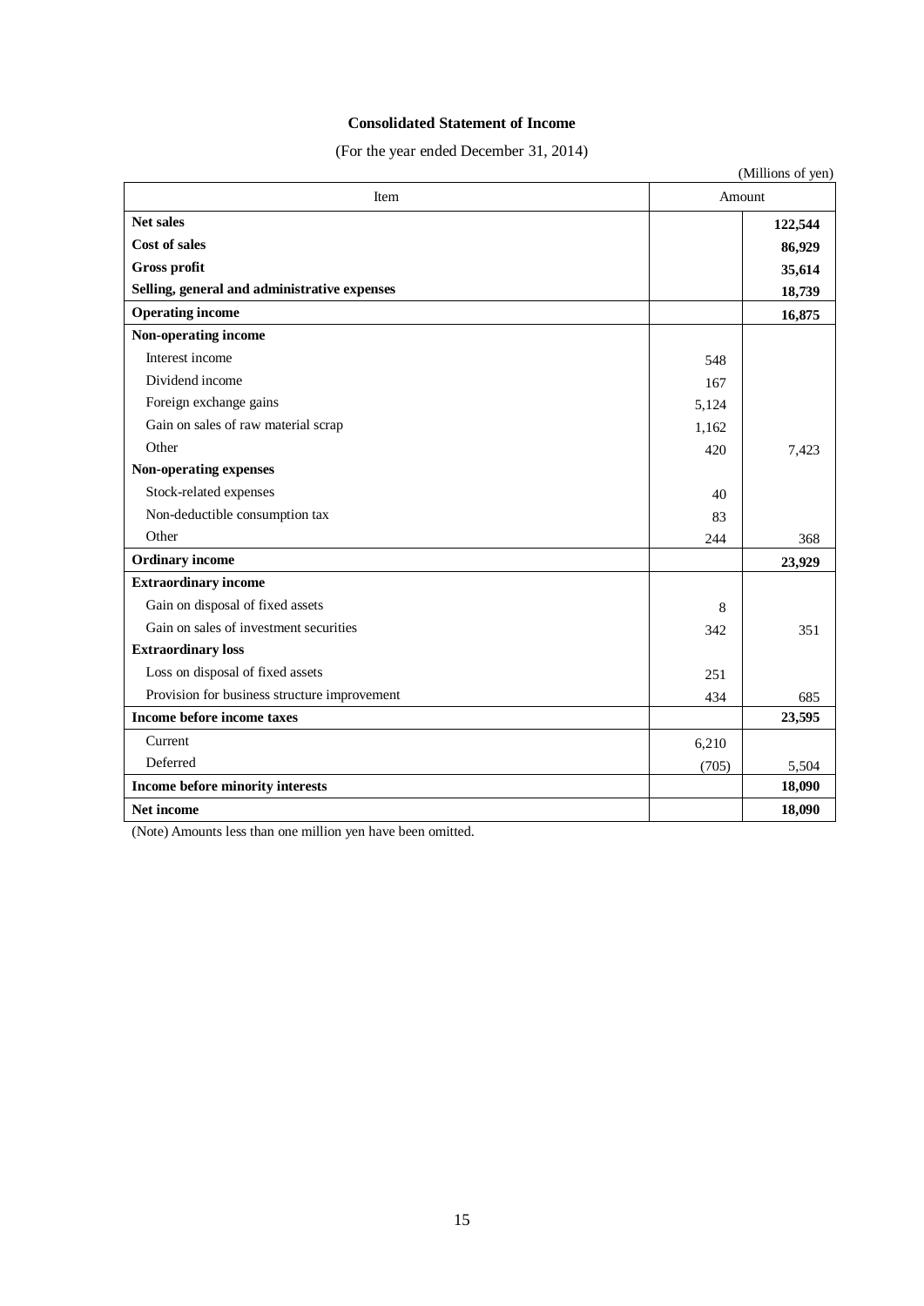# Consolidated Statement of Income

(For the year ended December 31, 2014)

(Millions of yen)

| Item | Amount | |
|---|---|---|
| **Net sales** | | **122,544** |
| **Cost of sales** | | **86,929** |
| **Gross profit** | | **35,614** |
| **Selling, general and administrative expenses** | | **18,739** |
| **Operating income** | | **16,875** |
| **Non-operating income** | | |
| Interest income | 548 | |
| Dividend income | 167 | |
| Foreign exchange gains | 5,124 | |
| Gain on sales of raw material scrap | 1,162 | |
| Other | 420 | 7,423 |
| **Non-operating expenses** | | |
| Stock-related expenses | 40 | |
| Non-deductible consumption tax | 83 | |
| Other | 244 | 368 |
| **Ordinary income** | | **23,929** |
| **Extraordinary income** | | |
| Gain on disposal of fixed assets | 8 | |
| Gain on sales of investment securities | 342 | 351 |
| **Extraordinary loss** | | |
| Loss on disposal of fixed assets | 251 | |
| Provision for business structure improvement | 434 | 685 |
| **Income before income taxes** | | **23,595** |
| Current | 6,210 | |
| Deferred | (705) | 5,504 |
| **Income before minority interests** | | **18,090** |
| **Net income** | | **18,090** |

(Note) Amounts less than one million yen have been omitted.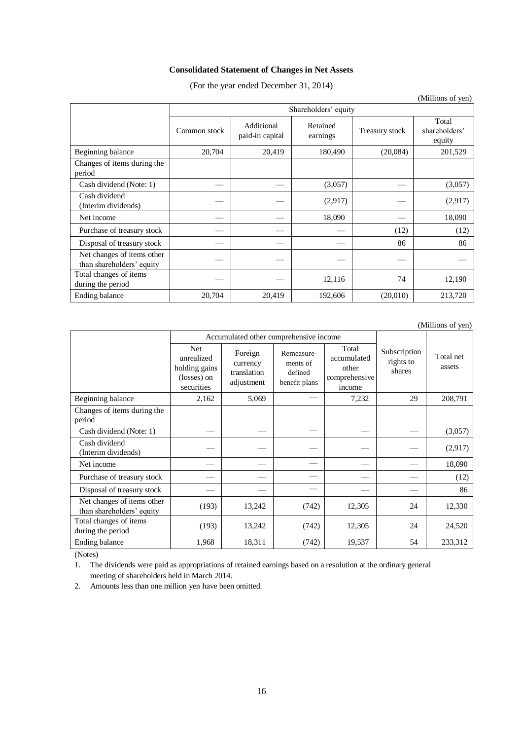**Consolidated Statement of Changes in Net Assets**

(For the year ended December 31, 2014)

(Millions of yen)

| | Shareholders' equity | | | | |
|---|---|---|---|---|---|
| | Common stock | Additional paid-in capital | Retained earnings | Treasury stock | Total shareholders' equity |
| Beginning balance | 20,704 | 20,419 | 180,490 | (20,084) | 201,529 |
| Changes of items during the period | | | | | |
| Cash dividend (Note: 1) | — | — | (3,057) | — | (3,057) |
| Cash dividend (Interim dividends) | — | — | (2,917) | — | (2,917) |
| Net income | — | — | 18,090 | — | 18,090 |
| Purchase of treasury stock | — | — | — | (12) | (12) |
| Disposal of treasury stock | — | — | — | 86 | 86 |
| Net changes of items other than shareholders' equity | — | — | — | — | — |
| Total changes of items during the period | — | — | 12,116 | 74 | 12,190 |
| Ending balance | 20,704 | 20,419 | 192,606 | (20,010) | 213,720 |

(Millions of yen)

| | Accumulated other comprehensive income | | | | Subscription rights to shares | Total net assets |
|---|---|---|---|---|---|---|
| | Net unrealized holding gains (losses) on securities | Foreign currency translation adjustment | Remeasurements of defined benefit plans | Total accumulated other comprehensive income | | |
| Beginning balance | 2,162 | 5,069 | — | 7,232 | 29 | 208,791 |
| Changes of items during the period | | | | | | |
| Cash dividend (Note: 1) | — | — | — | — | — | (3,057) |
| Cash dividend (Interim dividends) | — | — | — | — | — | (2,917) |
| Net income | — | — | — | — | — | 18,090 |
| Purchase of treasury stock | — | — | — | — | — | (12) |
| Disposal of treasury stock | — | — | — | — | — | 86 |
| Net changes of items other than shareholders' equity | (193) | 13,242 | (742) | 12,305 | 24 | 12,330 |
| Total changes of items during the period | (193) | 13,242 | (742) | 12,305 | 24 | 24,520 |
| Ending balance | 1,968 | 18,311 | (742) | 19,537 | 54 | 233,312 |

(Notes)

1. The dividends were paid as appropriations of retained earnings based on a resolution at the ordinary general meeting of shareholders held in March 2014.
2. Amounts less than one million yen have been omitted.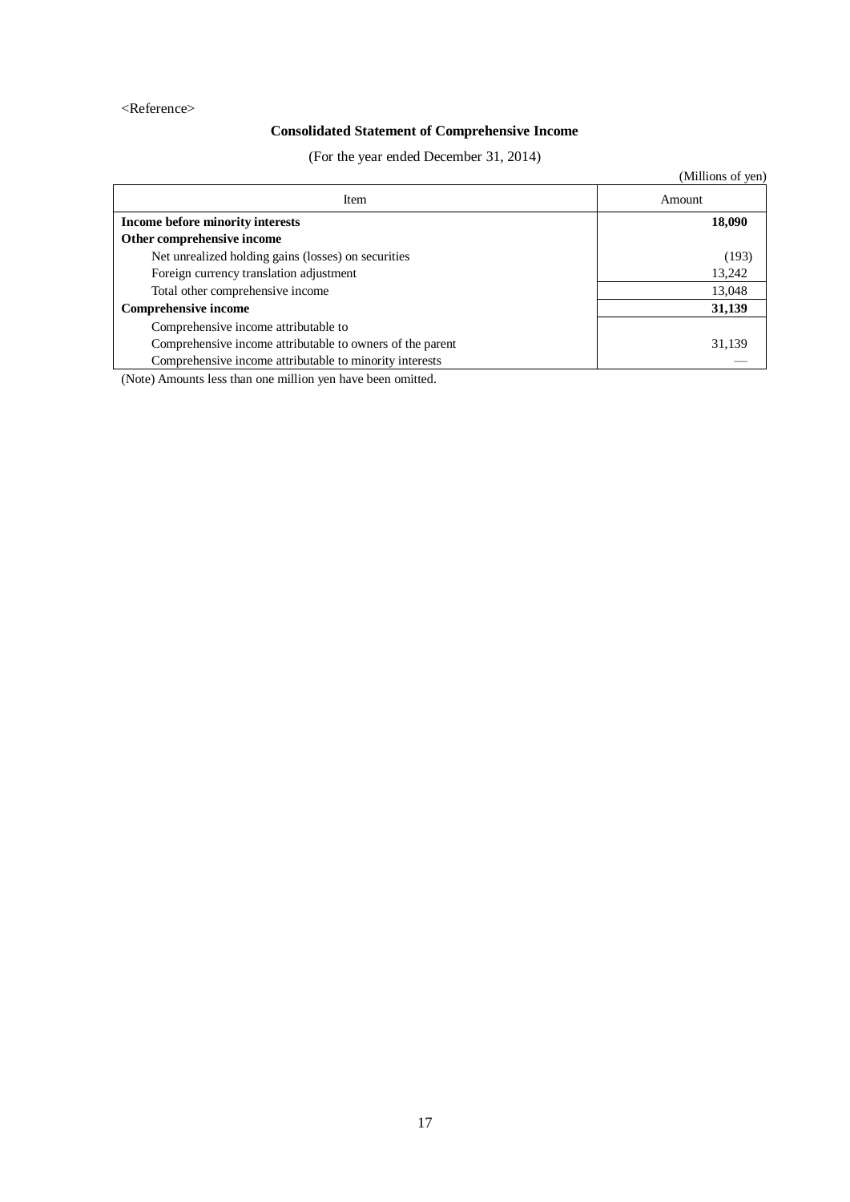<Reference>

## Consolidated Statement of Comprehensive Income

(For the year ended December 31, 2014)

(Millions of yen)

| Item | Amount |
|---|---|
| **Income before minority interests** | **18,090** |
| **Other comprehensive income** | |
| Net unrealized holding gains (losses) on securities | (193) |
| Foreign currency translation adjustment | 13,242 |
| Total other comprehensive income | 13,048 |
| **Comprehensive income** | **31,139** |
| Comprehensive income attributable to | |
| Comprehensive income attributable to owners of the parent | 31,139 |
| Comprehensive income attributable to minority interests | — |

(Note) Amounts less than one million yen have been omitted.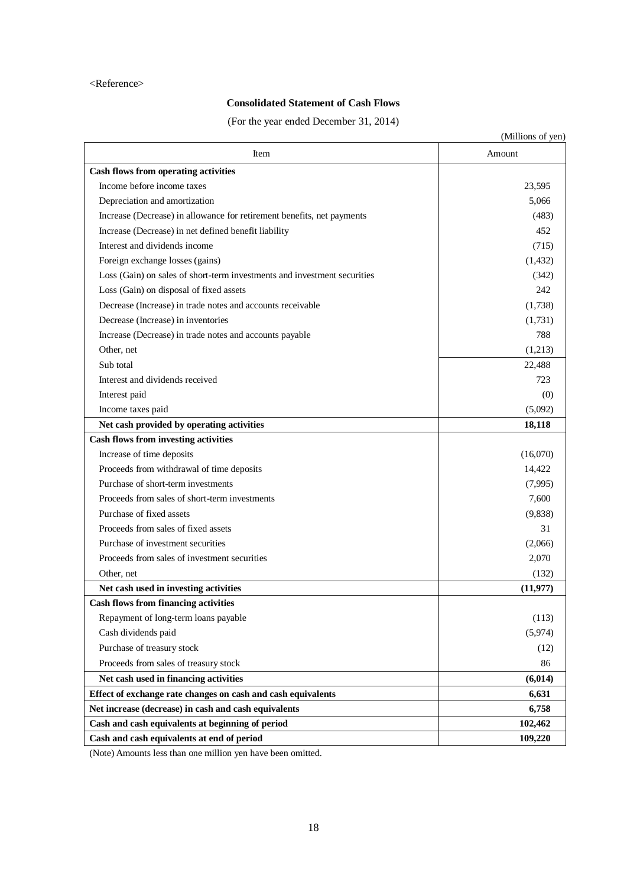<Reference>

## Consolidated Statement of Cash Flows

(For the year ended December 31, 2014)

(Millions of yen)

| Item | Amount |
|---|---|
| **Cash flows from operating activities** | |
| Income before income taxes | 23,595 |
| Depreciation and amortization | 5,066 |
| Increase (Decrease) in allowance for retirement benefits, net payments | (483) |
| Increase (Decrease) in net defined benefit liability | 452 |
| Interest and dividends income | (715) |
| Foreign exchange losses (gains) | (1,432) |
| Loss (Gain) on sales of short-term investments and investment securities | (342) |
| Loss (Gain) on disposal of fixed assets | 242 |
| Decrease (Increase) in trade notes and accounts receivable | (1,738) |
| Decrease (Increase) in inventories | (1,731) |
| Increase (Decrease) in trade notes and accounts payable | 788 |
| Other, net | (1,213) |
| Sub total | 22,488 |
| Interest and dividends received | 723 |
| Interest paid | (0) |
| Income taxes paid | (5,092) |
| **Net cash provided by operating activities** | **18,118** |
| **Cash flows from investing activities** | |
| Increase of time deposits | (16,070) |
| Proceeds from withdrawal of time deposits | 14,422 |
| Purchase of short-term investments | (7,995) |
| Proceeds from sales of short-term investments | 7,600 |
| Purchase of fixed assets | (9,838) |
| Proceeds from sales of fixed assets | 31 |
| Purchase of investment securities | (2,066) |
| Proceeds from sales of investment securities | 2,070 |
| Other, net | (132) |
| **Net cash used in investing activities** | **(11,977)** |
| **Cash flows from financing activities** | |
| Repayment of long-term loans payable | (113) |
| Cash dividends paid | (5,974) |
| Purchase of treasury stock | (12) |
| Proceeds from sales of treasury stock | 86 |
| **Net cash used in financing activities** | **(6,014)** |
| **Effect of exchange rate changes on cash and cash equivalents** | **6,631** |
| **Net increase (decrease) in cash and cash equivalents** | **6,758** |
| **Cash and cash equivalents at beginning of period** | **102,462** |
| **Cash and cash equivalents at end of period** | **109,220** |

(Note) Amounts less than one million yen have been omitted.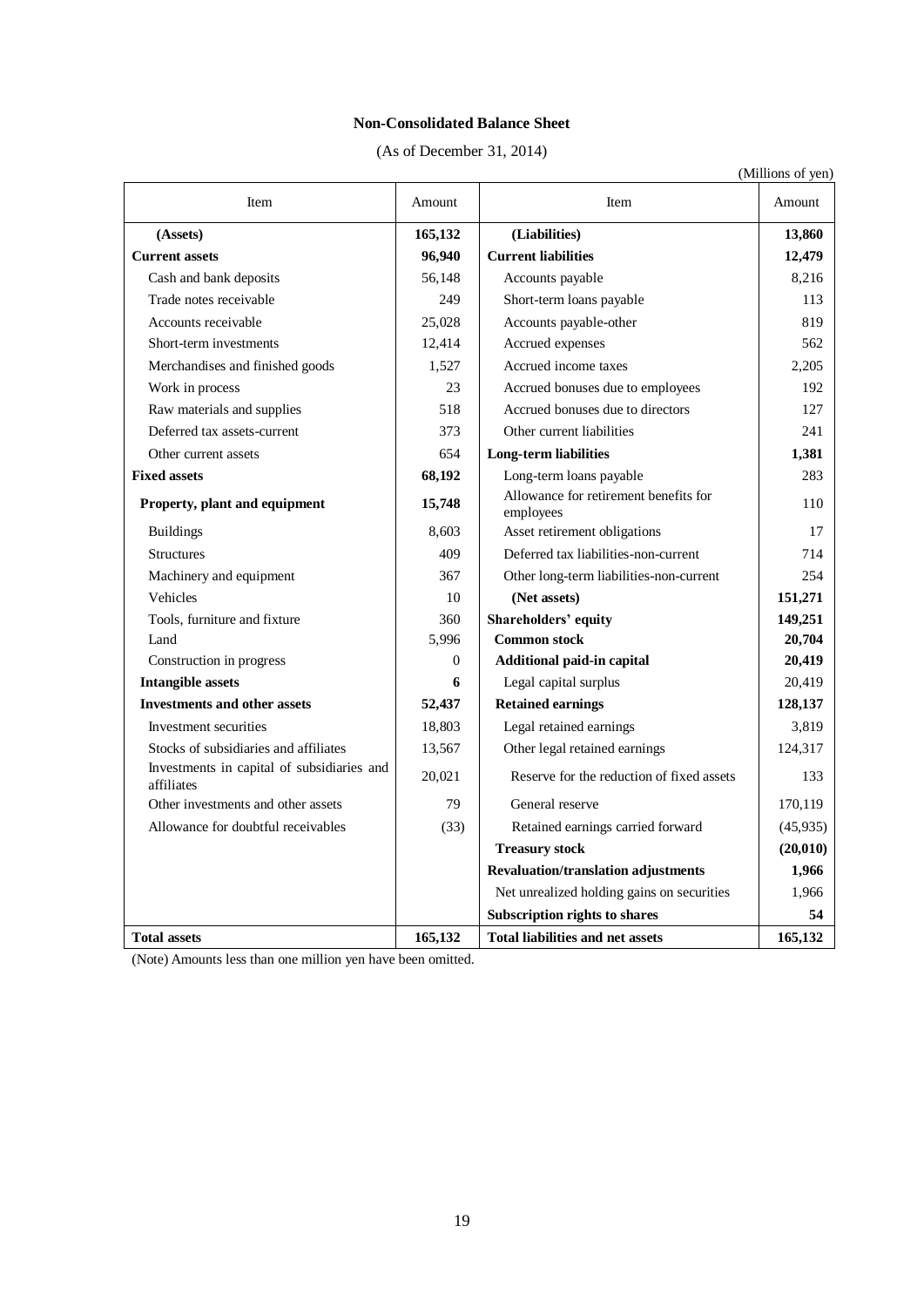## Non-Consolidated Balance Sheet

(As of December 31, 2014)

(Millions of yen)

| Item | Amount | Item | Amount |
|---|---|---|---|
| **(Assets)** | **165,132** | **(Liabilities)** | **13,860** |
| **Current assets** | **96,940** | **Current liabilities** | **12,479** |
| Cash and bank deposits | 56,148 | Accounts payable | 8,216 |
| Trade notes receivable | 249 | Short-term loans payable | 113 |
| Accounts receivable | 25,028 | Accounts payable-other | 819 |
| Short-term investments | 12,414 | Accrued expenses | 562 |
| Merchandises and finished goods | 1,527 | Accrued income taxes | 2,205 |
| Work in process | 23 | Accrued bonuses due to employees | 192 |
| Raw materials and supplies | 518 | Accrued bonuses due to directors | 127 |
| Deferred tax assets-current | 373 | Other current liabilities | 241 |
| Other current assets | 654 | **Long-term liabilities** | **1,381** |
| **Fixed assets** | **68,192** | Long-term loans payable | 283 |
| **Property, plant and equipment** | **15,748** | Allowance for retirement benefits for employees | 110 |
| Buildings | 8,603 | Asset retirement obligations | 17 |
| Structures | 409 | Deferred tax liabilities-non-current | 714 |
| Machinery and equipment | 367 | Other long-term liabilities-non-current | 254 |
| Vehicles | 10 | **(Net assets)** | **151,271** |
| Tools, furniture and fixture | 360 | **Shareholders' equity** | **149,251** |
| Land | 5,996 | **Common stock** | **20,704** |
| Construction in progress | 0 | **Additional paid-in capital** | **20,419** |
| **Intangible assets** | **6** | Legal capital surplus | 20,419 |
| **Investments and other assets** | **52,437** | **Retained earnings** | **128,137** |
| Investment securities | 18,803 | Legal retained earnings | 3,819 |
| Stocks of subsidiaries and affiliates | 13,567 | Other legal retained earnings | 124,317 |
| Investments in capital of subsidiaries and affiliates | 20,021 | Reserve for the reduction of fixed assets | 133 |
| Other investments and other assets | 79 | General reserve | 170,119 |
| Allowance for doubtful receivables | (33) | Retained earnings carried forward | (45,935) |
| | | **Treasury stock** | **(20,010)** |
| | | **Revaluation/translation adjustments** | **1,966** |
| | | Net unrealized holding gains on securities | 1,966 |
| | | **Subscription rights to shares** | **54** |
| **Total assets** | **165,132** | **Total liabilities and net assets** | **165,132** |

(Note) Amounts less than one million yen have been omitted.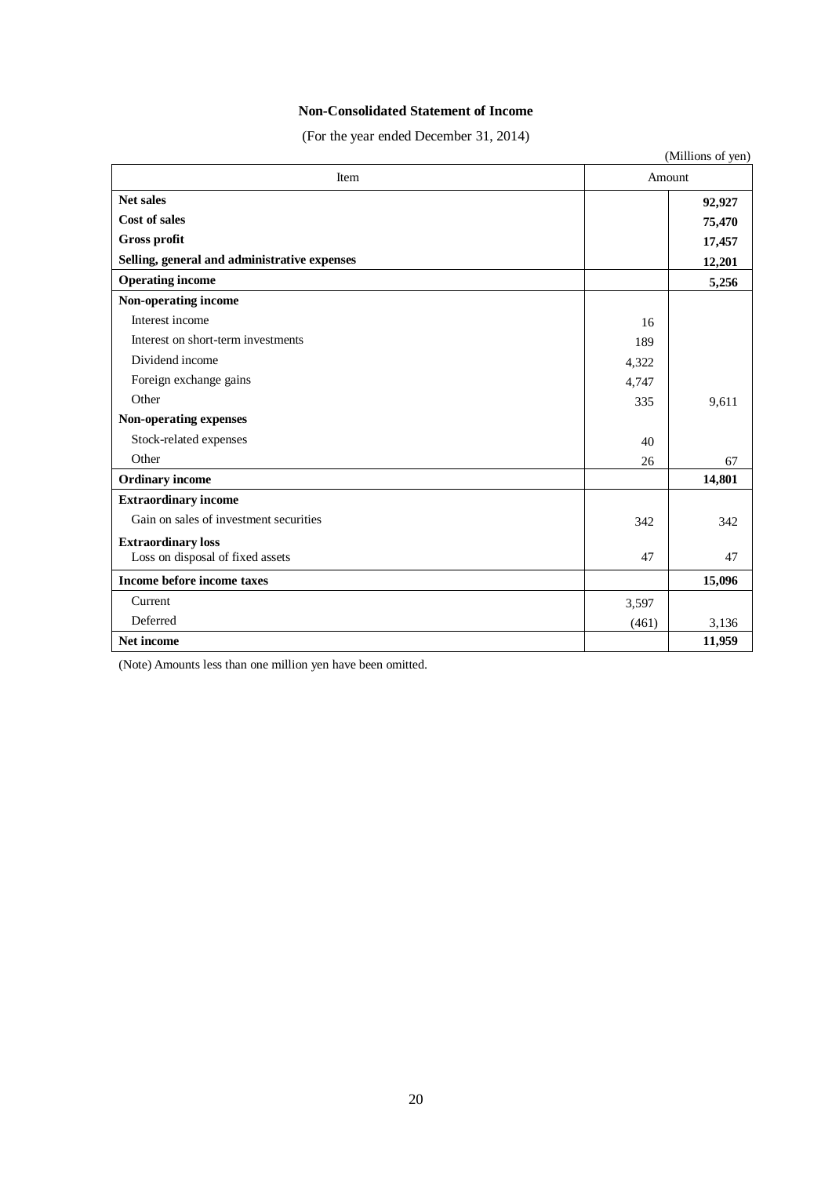## Non-Consolidated Statement of Income

(For the year ended December 31, 2014)

(Millions of yen)

| Item | Amount | |
|---|---|---|
| **Net sales** | | **92,927** |
| **Cost of sales** | | **75,470** |
| **Gross profit** | | **17,457** |
| **Selling, general and administrative expenses** | | **12,201** |
| **Operating income** | | **5,256** |
| **Non-operating income** | | |
| Interest income | 16 | |
| Interest on short-term investments | 189 | |
| Dividend income | 4,322 | |
| Foreign exchange gains | 4,747 | |
| Other | 335 | 9,611 |
| **Non-operating expenses** | | |
| Stock-related expenses | 40 | |
| Other | 26 | 67 |
| **Ordinary income** | | **14,801** |
| **Extraordinary income** | | |
| Gain on sales of investment securities | 342 | 342 |
| **Extraordinary loss** | | |
| Loss on disposal of fixed assets | 47 | 47 |
| **Income before income taxes** | | **15,096** |
| Current | 3,597 | |
| Deferred | (461) | 3,136 |
| **Net income** | | **11,959** |

(Note) Amounts less than one million yen have been omitted.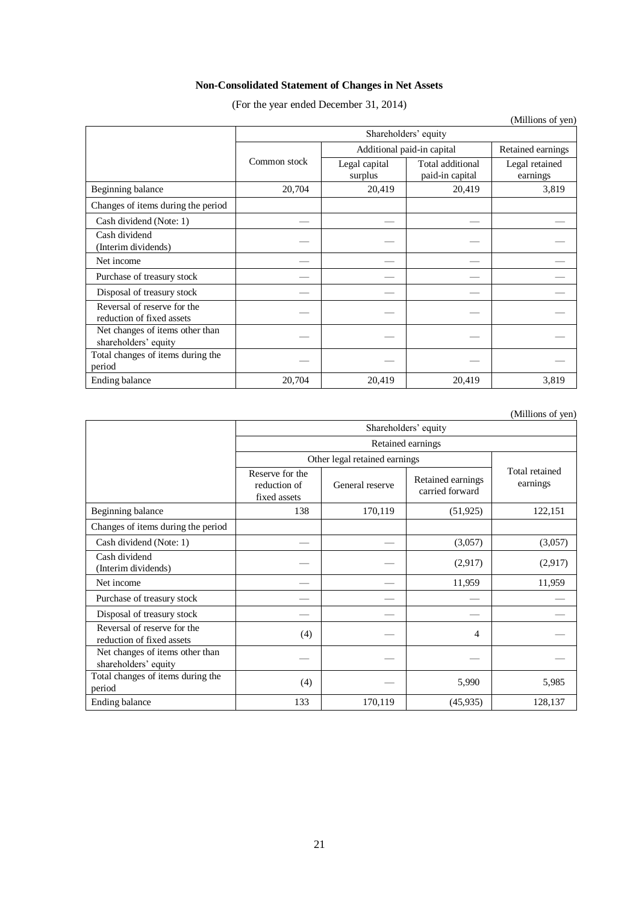**Non-Consolidated Statement of Changes in Net Assets**

(For the year ended December 31, 2014)

(Millions of yen)

| | Shareholders' equity | | | |
|---|---|---|---|---|
| | Common stock | Additional paid-in capital | | Retained earnings |
| | | Legal capital surplus | Total additional paid-in capital | Legal retained earnings |
| Beginning balance | 20,704 | 20,419 | 20,419 | 3,819 |
| Changes of items during the period | | | | |
| Cash dividend (Note: 1) | — | — | — | — |
| Cash dividend (Interim dividends) | — | — | — | — |
| Net income | — | — | — | — |
| Purchase of treasury stock | — | — | — | — |
| Disposal of treasury stock | — | — | — | — |
| Reversal of reserve for the reduction of fixed assets | — | — | — | — |
| Net changes of items other than shareholders' equity | — | — | — | — |
| Total changes of items during the period | — | — | — | — |
| Ending balance | 20,704 | 20,419 | 20,419 | 3,819 |

(Millions of yen)

| | Shareholders' equity | | | |
|---|---|---|---|---|
| | Retained earnings | | | |
| | Other legal retained earnings | | | Total retained earnings |
| | Reserve for the reduction of fixed assets | General reserve | Retained earnings carried forward | |
| Beginning balance | 138 | 170,119 | (51,925) | 122,151 |
| Changes of items during the period | | | | |
| Cash dividend (Note: 1) | — | — | (3,057) | (3,057) |
| Cash dividend (Interim dividends) | — | — | (2,917) | (2,917) |
| Net income | — | — | 11,959 | 11,959 |
| Purchase of treasury stock | — | — | — | — |
| Disposal of treasury stock | — | — | — | — |
| Reversal of reserve for the reduction of fixed assets | (4) | — | 4 | — |
| Net changes of items other than shareholders' equity | — | — | — | — |
| Total changes of items during the period | (4) | — | 5,990 | 5,985 |
| Ending balance | 133 | 170,119 | (45,935) | 128,137 |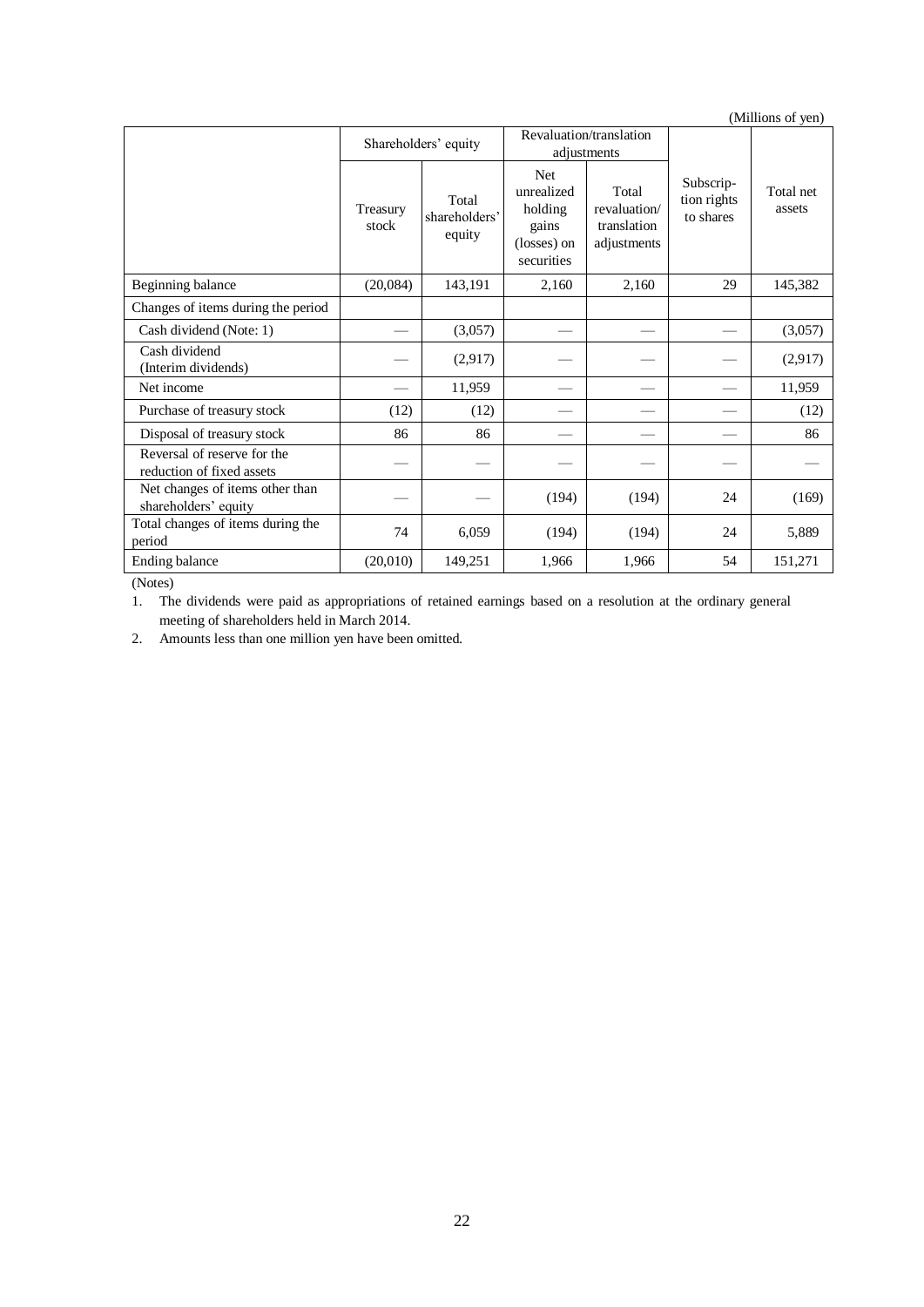(Millions of yen)

| | Shareholders' equity | | Revaluation/translation adjustments | | Subscrip-tion rights to shares | Total net assets |
|---|---|---|---|---|---|---|
| | Treasury stock | Total shareholders' equity | Net unrealized holding gains (losses) on securities | Total revaluation/ translation adjustments | | |
| Beginning balance | (20,084) | 143,191 | 2,160 | 2,160 | 29 | 145,382 |
| Changes of items during the period | | | | | | |
| Cash dividend (Note: 1) | — | (3,057) | — | — | — | (3,057) |
| Cash dividend (Interim dividends) | — | (2,917) | — | — | — | (2,917) |
| Net income | — | 11,959 | — | — | — | 11,959 |
| Purchase of treasury stock | (12) | (12) | — | — | — | (12) |
| Disposal of treasury stock | 86 | 86 | — | — | — | 86 |
| Reversal of reserve for the reduction of fixed assets | — | — | — | — | — | — |
| Net changes of items other than shareholders' equity | — | — | (194) | (194) | 24 | (169) |
| Total changes of items during the period | 74 | 6,059 | (194) | (194) | 24 | 5,889 |
| Ending balance | (20,010) | 149,251 | 1,966 | 1,966 | 54 | 151,271 |

(Notes)

1. The dividends were paid as appropriations of retained earnings based on a resolution at the ordinary general meeting of shareholders held in March 2014.
2. Amounts less than one million yen have been omitted.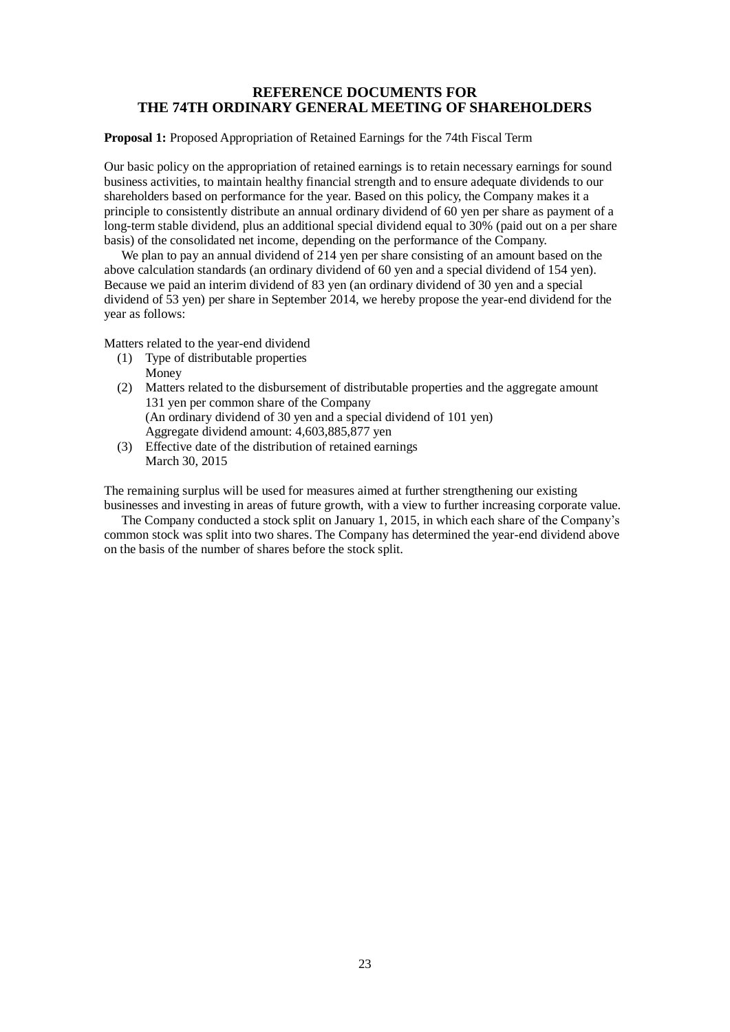# REFERENCE DOCUMENTS FOR THE 74TH ORDINARY GENERAL MEETING OF SHAREHOLDERS

**Proposal 1:** Proposed Appropriation of Retained Earnings for the 74th Fiscal Term

Our basic policy on the appropriation of retained earnings is to retain necessary earnings for sound business activities, to maintain healthy financial strength and to ensure adequate dividends to our shareholders based on performance for the year. Based on this policy, the Company makes it a principle to consistently distribute an annual ordinary dividend of 60 yen per share as payment of a long-term stable dividend, plus an additional special dividend equal to 30% (paid out on a per share basis) of the consolidated net income, depending on the performance of the Company.

We plan to pay an annual dividend of 214 yen per share consisting of an amount based on the above calculation standards (an ordinary dividend of 60 yen and a special dividend of 154 yen). Because we paid an interim dividend of 83 yen (an ordinary dividend of 30 yen and a special dividend of 53 yen) per share in September 2014, we hereby propose the year-end dividend for the year as follows:

Matters related to the year-end dividend

(1) Type of distributable properties
  Money

(2) Matters related to the disbursement of distributable properties and the aggregate amount
  131 yen per common share of the Company
  (An ordinary dividend of 30 yen and a special dividend of 101 yen)
  Aggregate dividend amount: 4,603,885,877 yen

(3) Effective date of the distribution of retained earnings
  March 30, 2015

The remaining surplus will be used for measures aimed at further strengthening our existing businesses and investing in areas of future growth, with a view to further increasing corporate value.

The Company conducted a stock split on January 1, 2015, in which each share of the Company's common stock was split into two shares. The Company has determined the year-end dividend above on the basis of the number of shares before the stock split.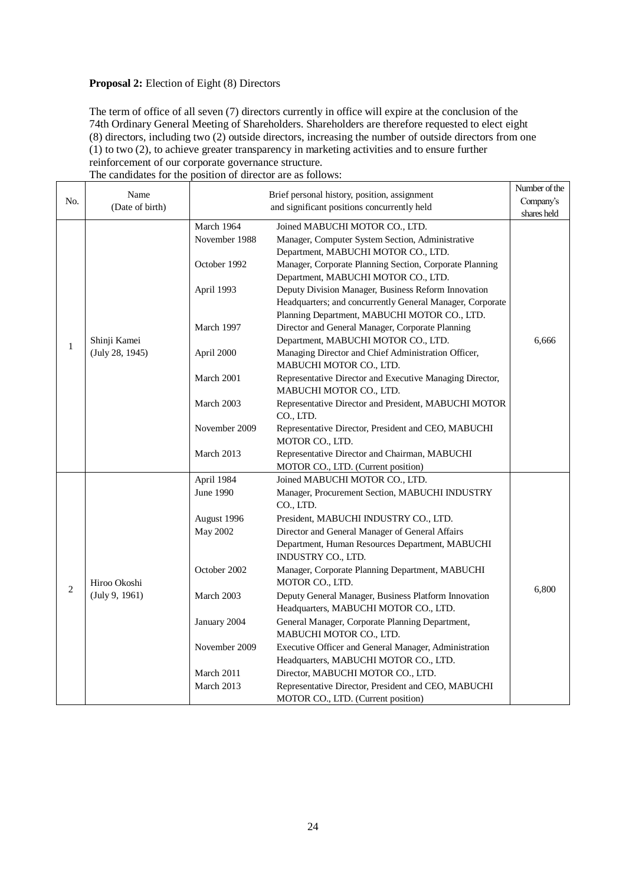**Proposal 2:** Election of Eight (8) Directors

The term of office of all seven (7) directors currently in office will expire at the conclusion of the 74th Ordinary General Meeting of Shareholders. Shareholders are therefore requested to elect eight (8) directors, including two (2) outside directors, increasing the number of outside directors from one (1) to two (2), to achieve greater transparency in marketing activities and to ensure further reinforcement of our corporate governance structure.

The candidates for the position of director are as follows:

| No. | Name (Date of birth) | Brief personal history, position, assignment and significant positions concurrently held | | Number of the Company's shares held |
|---|---|---|---|---|
| 1 | Shinji Kamei (July 28, 1945) | March 1964 | Joined MABUCHI MOTOR CO., LTD. | 6,666 |
| | | November 1988 | Manager, Computer System Section, Administrative Department, MABUCHI MOTOR CO., LTD. | |
| | | October 1992 | Manager, Corporate Planning Section, Corporate Planning Department, MABUCHI MOTOR CO., LTD. | |
| | | April 1993 | Deputy Division Manager, Business Reform Innovation Headquarters; and concurrently General Manager, Corporate Planning Department, MABUCHI MOTOR CO., LTD. | |
| | | March 1997 | Director and General Manager, Corporate Planning Department, MABUCHI MOTOR CO., LTD. | |
| | | April 2000 | Managing Director and Chief Administration Officer, MABUCHI MOTOR CO., LTD. | |
| | | March 2001 | Representative Director and Executive Managing Director, MABUCHI MOTOR CO., LTD. | |
| | | March 2003 | Representative Director and President, MABUCHI MOTOR CO., LTD. | |
| | | November 2009 | Representative Director, President and CEO, MABUCHI MOTOR CO., LTD. | |
| | | March 2013 | Representative Director and Chairman, MABUCHI MOTOR CO., LTD. (Current position) | |
| 2 | Hiroo Okoshi (July 9, 1961) | April 1984 | Joined MABUCHI MOTOR CO., LTD. | 6,800 |
| | | June 1990 | Manager, Procurement Section, MABUCHI INDUSTRY CO., LTD. | |
| | | August 1996 | President, MABUCHI INDUSTRY CO., LTD. | |
| | | May 2002 | Director and General Manager of General Affairs Department, Human Resources Department, MABUCHI INDUSTRY CO., LTD. | |
| | | October 2002 | Manager, Corporate Planning Department, MABUCHI MOTOR CO., LTD. | |
| | | March 2003 | Deputy General Manager, Business Platform Innovation Headquarters, MABUCHI MOTOR CO., LTD. | |
| | | January 2004 | General Manager, Corporate Planning Department, MABUCHI MOTOR CO., LTD. | |
| | | November 2009 | Executive Officer and General Manager, Administration Headquarters, MABUCHI MOTOR CO., LTD. | |
| | | March 2011 | Director, MABUCHI MOTOR CO., LTD. | |
| | | March 2013 | Representative Director, President and CEO, MABUCHI MOTOR CO., LTD. (Current position) | |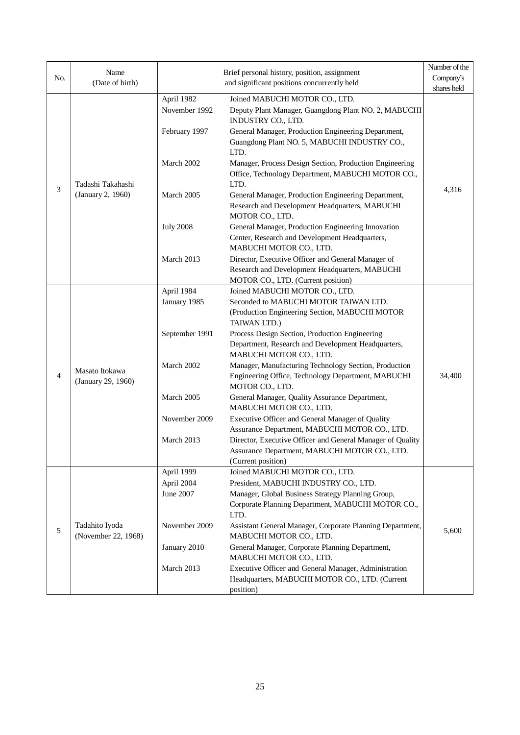| No. | Name (Date of birth) | Brief personal history, position, assignment and significant positions concurrently held | | Number of the Company's shares held |
|---|---|---|---|---|
| 3 | Tadashi Takahashi (January 2, 1960) | April 1982 | Joined MABUCHI MOTOR CO., LTD. | 4,316 |
| | | November 1992 | Deputy Plant Manager, Guangdong Plant NO. 2, MABUCHI INDUSTRY CO., LTD. | |
| | | February 1997 | General Manager, Production Engineering Department, Guangdong Plant NO. 5, MABUCHI INDUSTRY CO., LTD. | |
| | | March 2002 | Manager, Process Design Section, Production Engineering Office, Technology Department, MABUCHI MOTOR CO., LTD. | |
| | | March 2005 | General Manager, Production Engineering Department, Research and Development Headquarters, MABUCHI MOTOR CO., LTD. | |
| | | July 2008 | General Manager, Production Engineering Innovation Center, Research and Development Headquarters, MABUCHI MOTOR CO., LTD. | |
| | | March 2013 | Director, Executive Officer and General Manager of Research and Development Headquarters, MABUCHI MOTOR CO., LTD. (Current position) | |
| 4 | Masato Itokawa (January 29, 1960) | April 1984 | Joined MABUCHI MOTOR CO., LTD. | 34,400 |
| | | January 1985 | Seconded to MABUCHI MOTOR TAIWAN LTD. (Production Engineering Section, MABUCHI MOTOR TAIWAN LTD.) | |
| | | September 1991 | Process Design Section, Production Engineering Department, Research and Development Headquarters, MABUCHI MOTOR CO., LTD. | |
| | | March 2002 | Manager, Manufacturing Technology Section, Production Engineering Office, Technology Department, MABUCHI MOTOR CO., LTD. | |
| | | March 2005 | General Manager, Quality Assurance Department, MABUCHI MOTOR CO., LTD. | |
| | | November 2009 | Executive Officer and General Manager of Quality Assurance Department, MABUCHI MOTOR CO., LTD. | |
| | | March 2013 | Director, Executive Officer and General Manager of Quality Assurance Department, MABUCHI MOTOR CO., LTD. (Current position) | |
| 5 | Tadahito Iyoda (November 22, 1968) | April 1999 | Joined MABUCHI MOTOR CO., LTD. | 5,600 |
| | | April 2004 | President, MABUCHI INDUSTRY CO., LTD. | |
| | | June 2007 | Manager, Global Business Strategy Planning Group, Corporate Planning Department, MABUCHI MOTOR CO., LTD. | |
| | | November 2009 | Assistant General Manager, Corporate Planning Department, MABUCHI MOTOR CO., LTD. | |
| | | January 2010 | General Manager, Corporate Planning Department, MABUCHI MOTOR CO., LTD. | |
| | | March 2013 | Executive Officer and General Manager, Administration Headquarters, MABUCHI MOTOR CO., LTD. (Current position) | |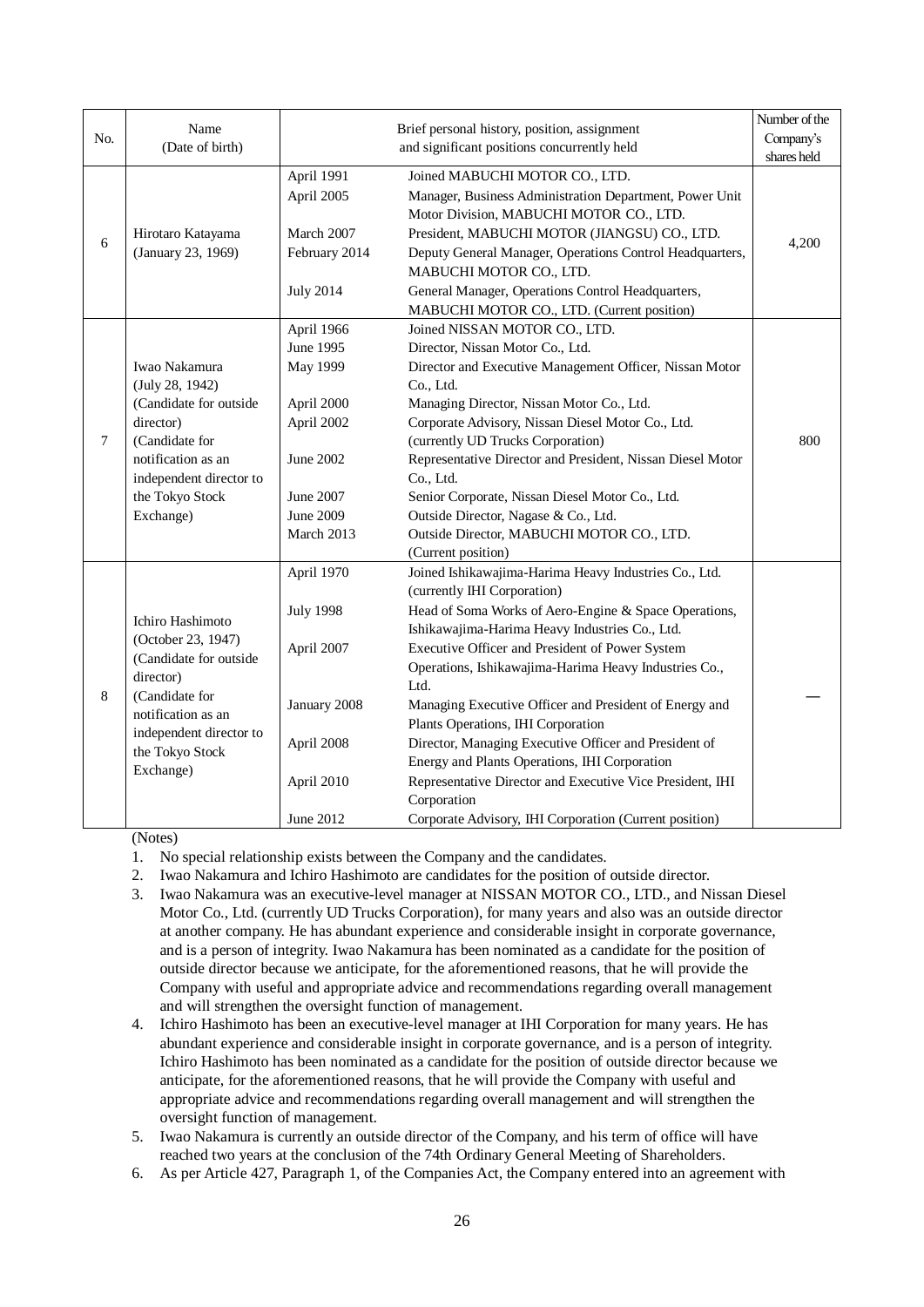| No. | Name (Date of birth) | Brief personal history, position, assignment and significant positions concurrently held | | Number of the Company's shares held |
|---|---|---|---|---|
| 6 | Hirotaro Katayama (January 23, 1969) | April 1991<br>April 2005<br><br>March 2007<br>February 2014<br><br>July 2014 | Joined MABUCHI MOTOR CO., LTD.<br>Manager, Business Administration Department, Power Unit Motor Division, MABUCHI MOTOR CO., LTD.<br>President, MABUCHI MOTOR (JIANGSU) CO., LTD.<br>Deputy General Manager, Operations Control Headquarters, MABUCHI MOTOR CO., LTD.<br>General Manager, Operations Control Headquarters, MABUCHI MOTOR CO., LTD. (Current position) | 4,200 |
| 7 | Iwao Nakamura (July 28, 1942) (Candidate for outside director) (Candidate for notification as an independent director to the Tokyo Stock Exchange) | April 1966<br>June 1995<br>May 1999<br><br>April 2000<br>April 2002<br><br>June 2002<br><br>June 2007<br>June 2009<br>March 2013 | Joined NISSAN MOTOR CO., LTD.<br>Director, Nissan Motor Co., Ltd.<br>Director and Executive Management Officer, Nissan Motor Co., Ltd.<br>Managing Director, Nissan Motor Co., Ltd.<br>Corporate Advisory, Nissan Diesel Motor Co., Ltd. (currently UD Trucks Corporation)<br>Representative Director and President, Nissan Diesel Motor Co., Ltd.<br>Senior Corporate, Nissan Diesel Motor Co., Ltd.<br>Outside Director, Nagase & Co., Ltd.<br>Outside Director, MABUCHI MOTOR CO., LTD. (Current position) | 800 |
| 8 | Ichiro Hashimoto (October 23, 1947) (Candidate for outside director) (Candidate for notification as an independent director to the Tokyo Stock Exchange) | April 1970<br><br>July 1998<br><br>April 2007<br><br>January 2008<br><br>April 2008<br><br>April 2010<br><br>June 2012 | Joined Ishikawajima-Harima Heavy Industries Co., Ltd. (currently IHI Corporation)<br>Head of Soma Works of Aero-Engine & Space Operations, Ishikawajima-Harima Heavy Industries Co., Ltd.<br>Executive Officer and President of Power System Operations, Ishikawajima-Harima Heavy Industries Co., Ltd.<br>Managing Executive Officer and President of Energy and Plants Operations, IHI Corporation<br>Director, Managing Executive Officer and President of Energy and Plants Operations, IHI Corporation<br>Representative Director and Executive Vice President, IHI Corporation<br>Corporate Advisory, IHI Corporation (Current position) | — |

(Notes)

1. No special relationship exists between the Company and the candidates.
2. Iwao Nakamura and Ichiro Hashimoto are candidates for the position of outside director.
3. Iwao Nakamura was an executive-level manager at NISSAN MOTOR CO., LTD., and Nissan Diesel Motor Co., Ltd. (currently UD Trucks Corporation), for many years and also was an outside director at another company. He has abundant experience and considerable insight in corporate governance, and is a person of integrity. Iwao Nakamura has been nominated as a candidate for the position of outside director because we anticipate, for the aforementioned reasons, that he will provide the Company with useful and appropriate advice and recommendations regarding overall management and will strengthen the oversight function of management.
4. Ichiro Hashimoto has been an executive-level manager at IHI Corporation for many years. He has abundant experience and considerable insight in corporate governance, and is a person of integrity. Ichiro Hashimoto has been nominated as a candidate for the position of outside director because we anticipate, for the aforementioned reasons, that he will provide the Company with useful and appropriate advice and recommendations regarding overall management and will strengthen the oversight function of management.
5. Iwao Nakamura is currently an outside director of the Company, and his term of office will have reached two years at the conclusion of the 74th Ordinary General Meeting of Shareholders.
6. As per Article 427, Paragraph 1, of the Companies Act, the Company entered into an agreement with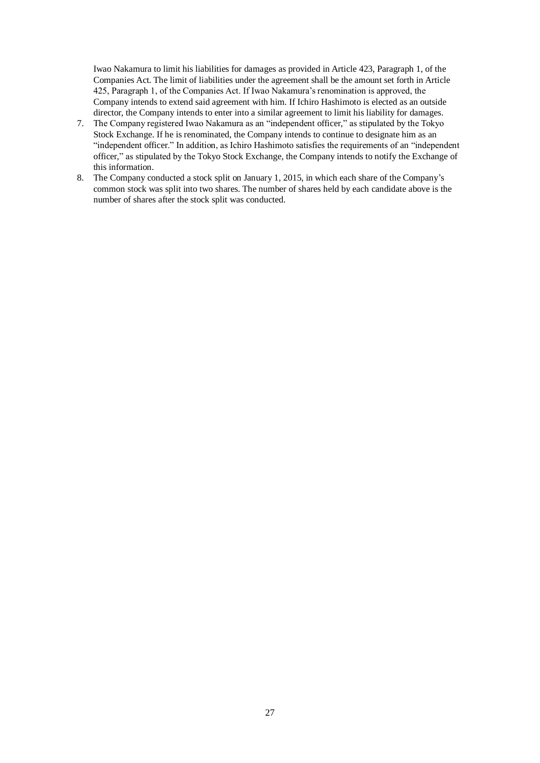Iwao Nakamura to limit his liabilities for damages as provided in Article 423, Paragraph 1, of the Companies Act. The limit of liabilities under the agreement shall be the amount set forth in Article 425, Paragraph 1, of the Companies Act. If Iwao Nakamura's renomination is approved, the Company intends to extend said agreement with him. If Ichiro Hashimoto is elected as an outside director, the Company intends to enter into a similar agreement to limit his liability for damages.

7. The Company registered Iwao Nakamura as an "independent officer," as stipulated by the Tokyo Stock Exchange. If he is renominated, the Company intends to continue to designate him as an "independent officer." In addition, as Ichiro Hashimoto satisfies the requirements of an "independent officer," as stipulated by the Tokyo Stock Exchange, the Company intends to notify the Exchange of this information.
8. The Company conducted a stock split on January 1, 2015, in which each share of the Company's common stock was split into two shares. The number of shares held by each candidate above is the number of shares after the stock split was conducted.